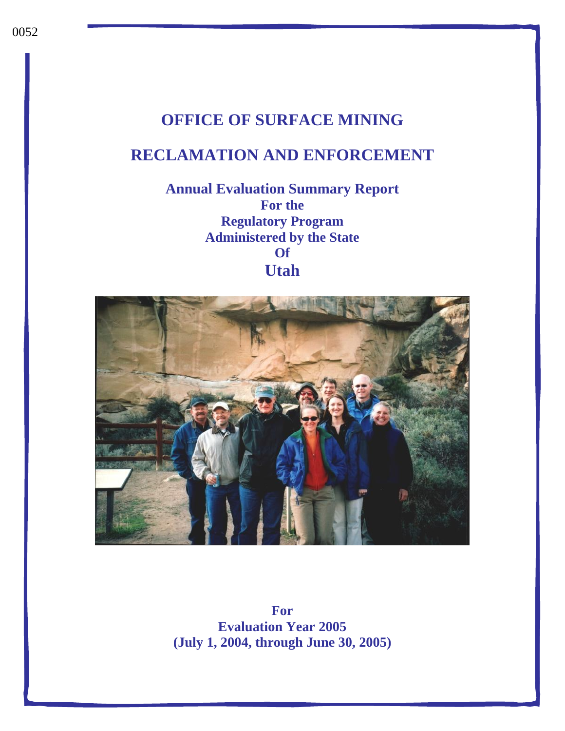# OFFICE OF SURFACE MINING

# RECLAMATION AND ENFORCEMENT

## Annual Evaluation Summary Report For the Regulatory Program Administered by the State Of Utah

**For**
**Evaluation Year 2005**
**(July 1, 2004, through June 30, 2005)**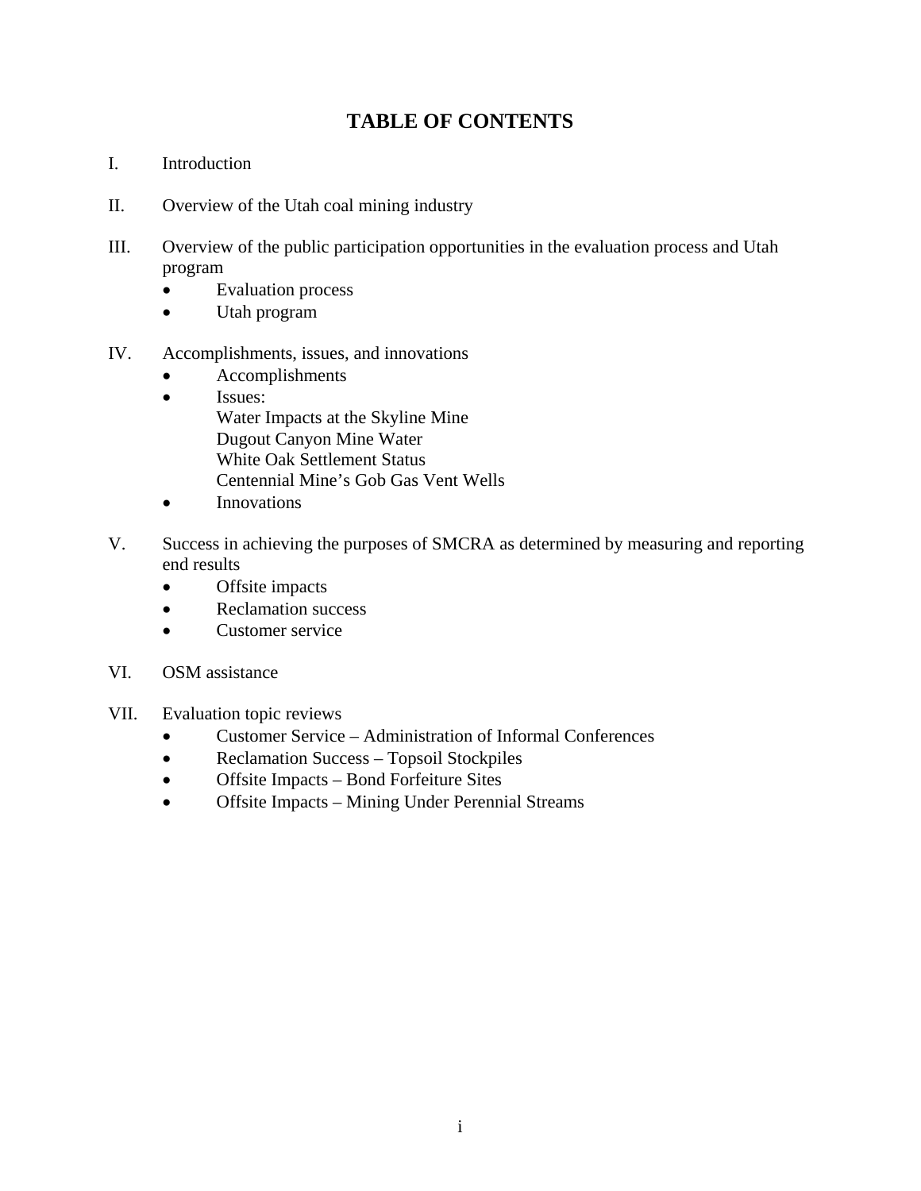# TABLE OF CONTENTS

I. Introduction

II. Overview of the Utah coal mining industry

III. Overview of the public participation opportunities in the evaluation process and Utah program
- Evaluation process
- Utah program

IV. Accomplishments, issues, and innovations
- Accomplishments
- Issues:
  Water Impacts at the Skyline Mine
  Dugout Canyon Mine Water
  White Oak Settlement Status
  Centennial Mine's Gob Gas Vent Wells
- Innovations

V. Success in achieving the purposes of SMCRA as determined by measuring and reporting end results
- Offsite impacts
- Reclamation success
- Customer service

VI. OSM assistance

VII. Evaluation topic reviews
- Customer Service – Administration of Informal Conferences
- Reclamation Success – Topsoil Stockpiles
- Offsite Impacts – Bond Forfeiture Sites
- Offsite Impacts – Mining Under Perennial Streams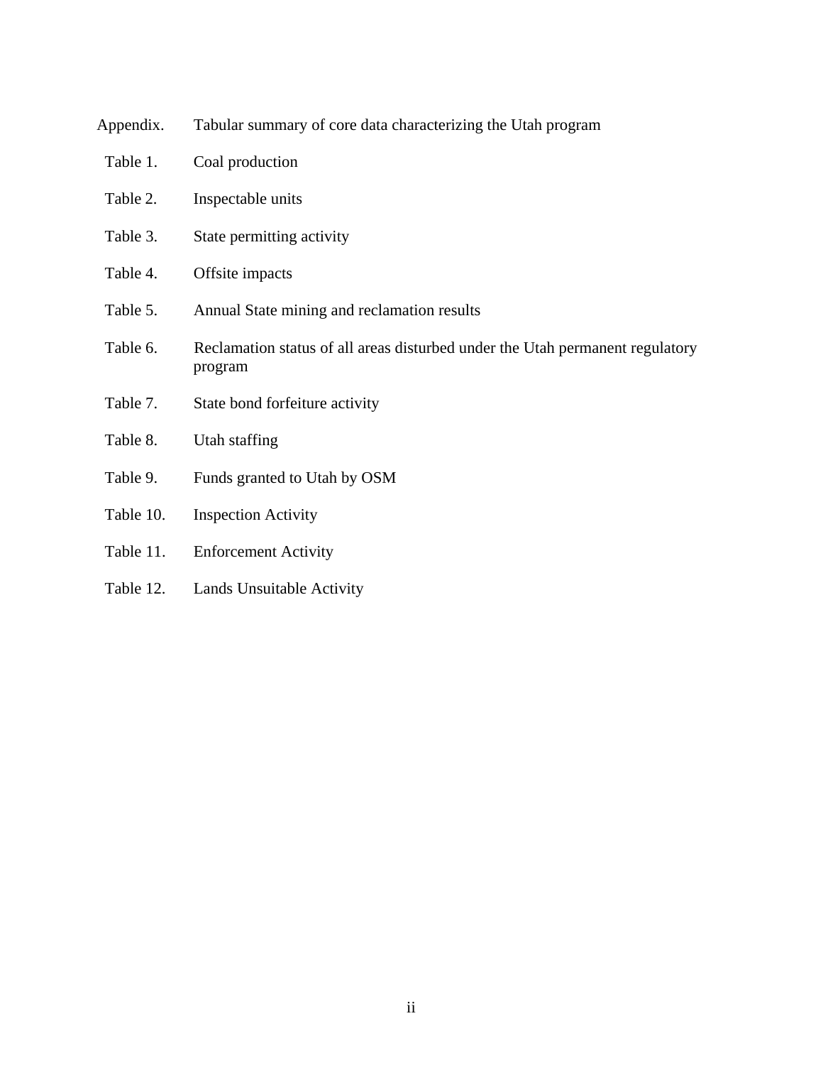Appendix. Tabular summary of core data characterizing the Utah program

Table 1. Coal production

Table 2. Inspectable units

Table 3. State permitting activity

Table 4. Offsite impacts

Table 5. Annual State mining and reclamation results

Table 6. Reclamation status of all areas disturbed under the Utah permanent regulatory program

Table 7. State bond forfeiture activity

Table 8. Utah staffing

Table 9. Funds granted to Utah by OSM

Table 10. Inspection Activity

Table 11. Enforcement Activity

Table 12. Lands Unsuitable Activity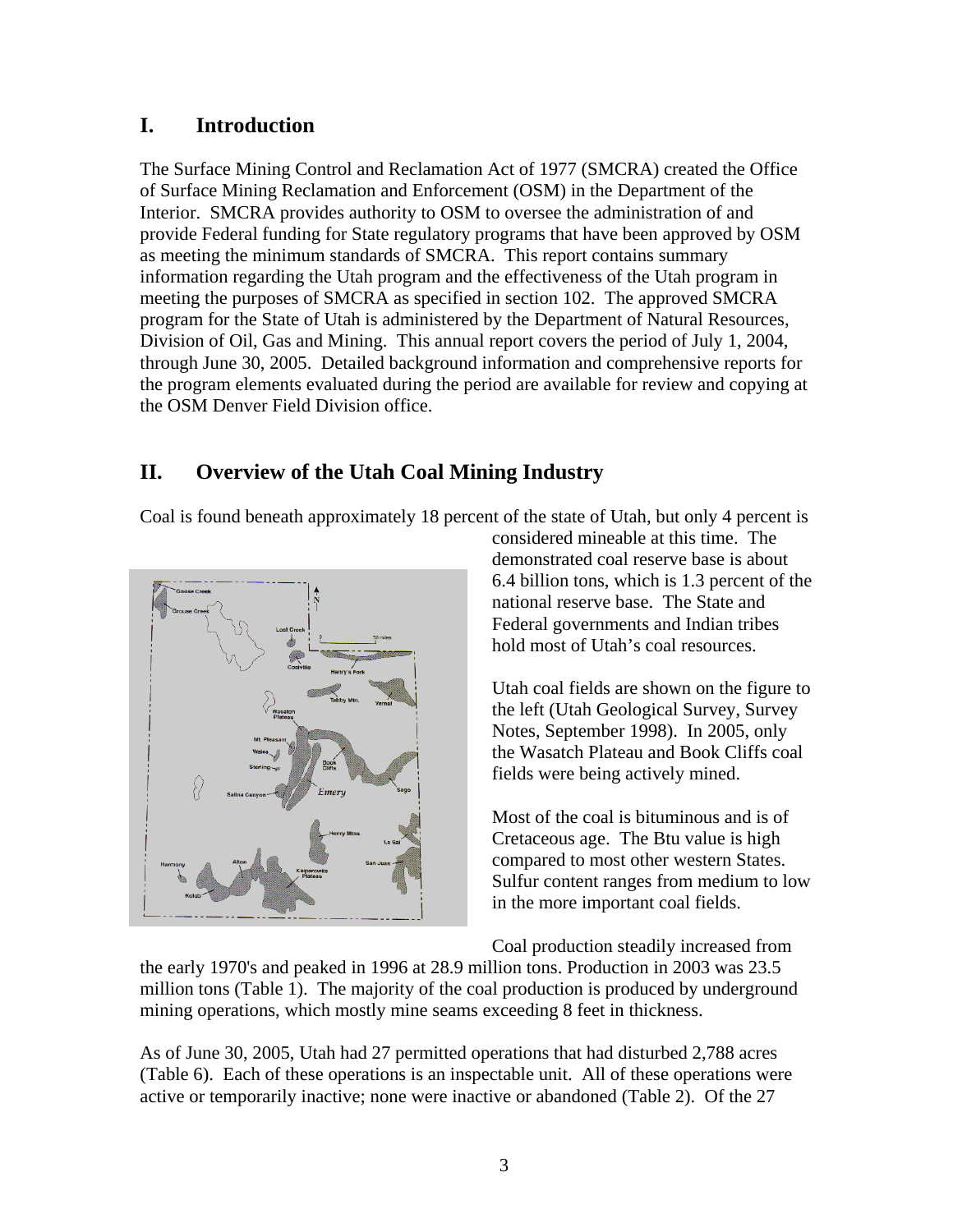## I. Introduction

The Surface Mining Control and Reclamation Act of 1977 (SMCRA) created the Office of Surface Mining Reclamation and Enforcement (OSM) in the Department of the Interior. SMCRA provides authority to OSM to oversee the administration of and provide Federal funding for State regulatory programs that have been approved by OSM as meeting the minimum standards of SMCRA. This report contains summary information regarding the Utah program and the effectiveness of the Utah program in meeting the purposes of SMCRA as specified in section 102. The approved SMCRA program for the State of Utah is administered by the Department of Natural Resources, Division of Oil, Gas and Mining. This annual report covers the period of July 1, 2004, through June 30, 2005. Detailed background information and comprehensive reports for the program elements evaluated during the period are available for review and copying at the OSM Denver Field Division office.

## II. Overview of the Utah Coal Mining Industry

Coal is found beneath approximately 18 percent of the state of Utah, but only 4 percent is considered mineable at this time. The demonstrated coal reserve base is about 6.4 billion tons, which is 1.3 percent of the national reserve base. The State and Federal governments and Indian tribes hold most of Utah's coal resources.

Utah coal fields are shown on the figure to the left (Utah Geological Survey, Survey Notes, September 1998). In 2005, only the Wasatch Plateau and Book Cliffs coal fields were being actively mined.

Most of the coal is bituminous and is of Cretaceous age. The Btu value is high compared to most other western States. Sulfur content ranges from medium to low in the more important coal fields.

Coal production steadily increased from the early 1970's and peaked in 1996 at 28.9 million tons. Production in 2003 was 23.5 million tons (Table 1). The majority of the coal production is produced by underground mining operations, which mostly mine seams exceeding 8 feet in thickness.

As of June 30, 2005, Utah had 27 permitted operations that had disturbed 2,788 acres (Table 6). Each of these operations is an inspectable unit. All of these operations were active or temporarily inactive; none were inactive or abandoned (Table 2). Of the 27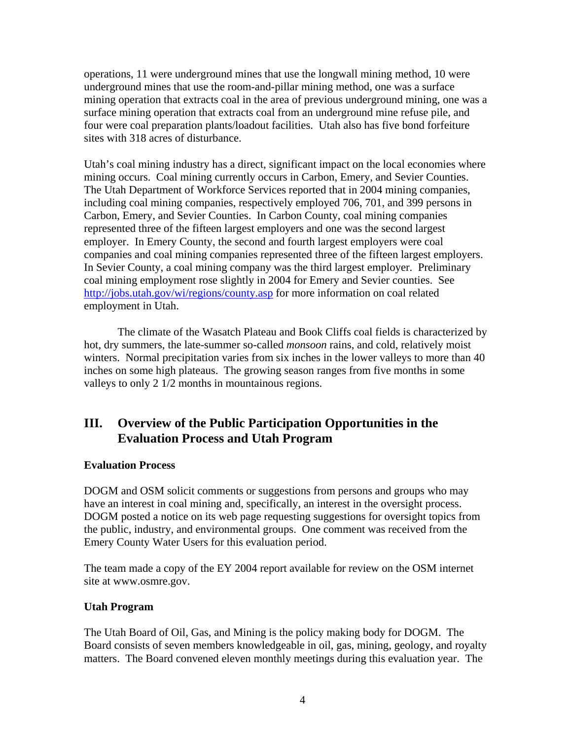operations, 11 were underground mines that use the longwall mining method, 10 were underground mines that use the room-and-pillar mining method, one was a surface mining operation that extracts coal in the area of previous underground mining, one was a surface mining operation that extracts coal from an underground mine refuse pile, and four were coal preparation plants/loadout facilities. Utah also has five bond forfeiture sites with 318 acres of disturbance.

Utah's coal mining industry has a direct, significant impact on the local economies where mining occurs. Coal mining currently occurs in Carbon, Emery, and Sevier Counties. The Utah Department of Workforce Services reported that in 2004 mining companies, including coal mining companies, respectively employed 706, 701, and 399 persons in Carbon, Emery, and Sevier Counties. In Carbon County, coal mining companies represented three of the fifteen largest employers and one was the second largest employer. In Emery County, the second and fourth largest employers were coal companies and coal mining companies represented three of the fifteen largest employers. In Sevier County, a coal mining company was the third largest employer. Preliminary coal mining employment rose slightly in 2004 for Emery and Sevier counties. See http://jobs.utah.gov/wi/regions/county.asp for more information on coal related employment in Utah.

The climate of the Wasatch Plateau and Book Cliffs coal fields is characterized by hot, dry summers, the late-summer so-called *monsoon* rains, and cold, relatively moist winters. Normal precipitation varies from six inches in the lower valleys to more than 40 inches on some high plateaus. The growing season ranges from five months in some valleys to only 2 1/2 months in mountainous regions.

## III. Overview of the Public Participation Opportunities in the Evaluation Process and Utah Program

**Evaluation Process**

DOGM and OSM solicit comments or suggestions from persons and groups who may have an interest in coal mining and, specifically, an interest in the oversight process. DOGM posted a notice on its web page requesting suggestions for oversight topics from the public, industry, and environmental groups. One comment was received from the Emery County Water Users for this evaluation period.

The team made a copy of the EY 2004 report available for review on the OSM internet site at www.osmre.gov.

**Utah Program**

The Utah Board of Oil, Gas, and Mining is the policy making body for DOGM. The Board consists of seven members knowledgeable in oil, gas, mining, geology, and royalty matters. The Board convened eleven monthly meetings during this evaluation year. The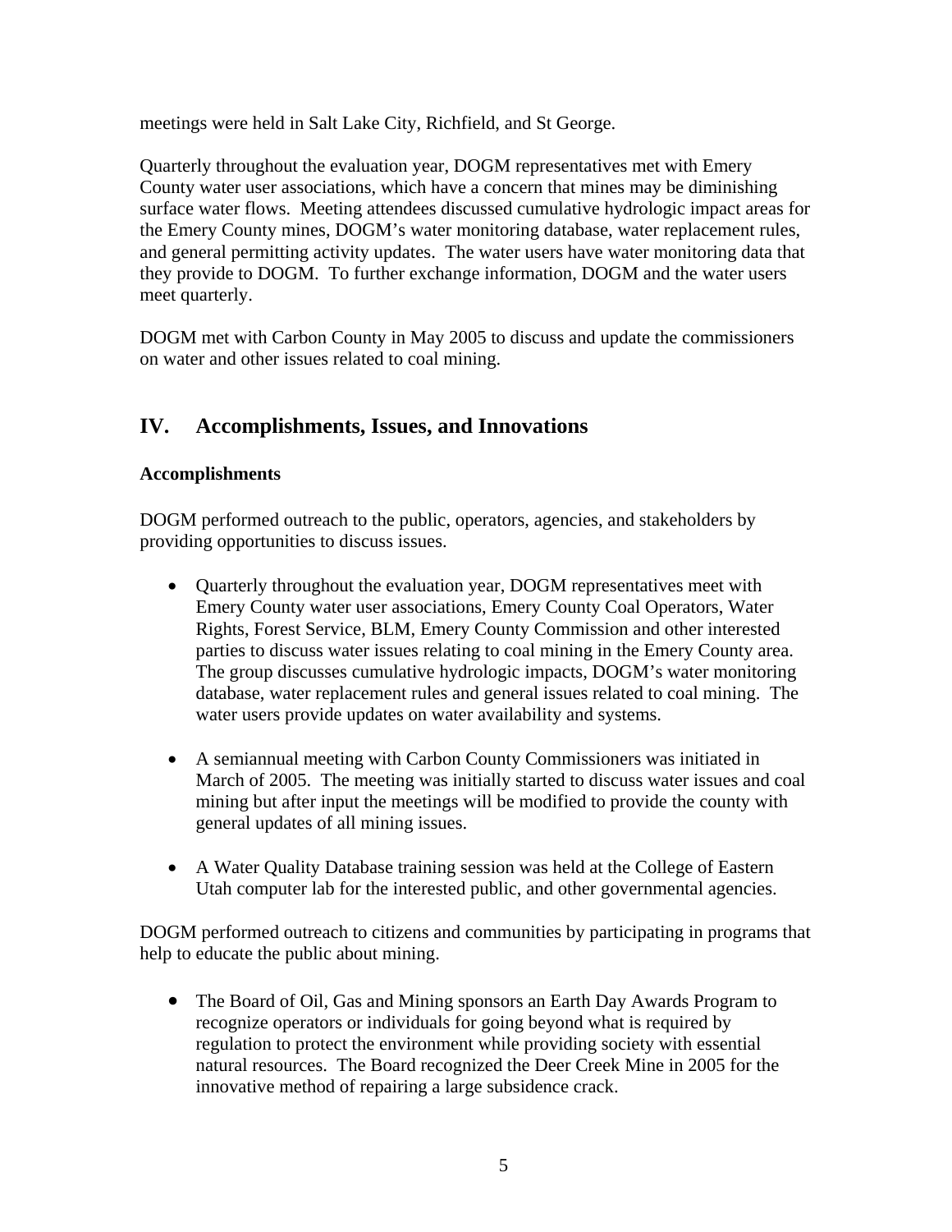meetings were held in Salt Lake City, Richfield, and St George.

Quarterly throughout the evaluation year, DOGM representatives met with Emery County water user associations, which have a concern that mines may be diminishing surface water flows. Meeting attendees discussed cumulative hydrologic impact areas for the Emery County mines, DOGM's water monitoring database, water replacement rules, and general permitting activity updates. The water users have water monitoring data that they provide to DOGM. To further exchange information, DOGM and the water users meet quarterly.

DOGM met with Carbon County in May 2005 to discuss and update the commissioners on water and other issues related to coal mining.

## IV. Accomplishments, Issues, and Innovations

### Accomplishments

DOGM performed outreach to the public, operators, agencies, and stakeholders by providing opportunities to discuss issues.

- Quarterly throughout the evaluation year, DOGM representatives meet with Emery County water user associations, Emery County Coal Operators, Water Rights, Forest Service, BLM, Emery County Commission and other interested parties to discuss water issues relating to coal mining in the Emery County area. The group discusses cumulative hydrologic impacts, DOGM's water monitoring database, water replacement rules and general issues related to coal mining. The water users provide updates on water availability and systems.

- A semiannual meeting with Carbon County Commissioners was initiated in March of 2005. The meeting was initially started to discuss water issues and coal mining but after input the meetings will be modified to provide the county with general updates of all mining issues.

- A Water Quality Database training session was held at the College of Eastern Utah computer lab for the interested public, and other governmental agencies.

DOGM performed outreach to citizens and communities by participating in programs that help to educate the public about mining.

- The Board of Oil, Gas and Mining sponsors an Earth Day Awards Program to recognize operators or individuals for going beyond what is required by regulation to protect the environment while providing society with essential natural resources. The Board recognized the Deer Creek Mine in 2005 for the innovative method of repairing a large subsidence crack.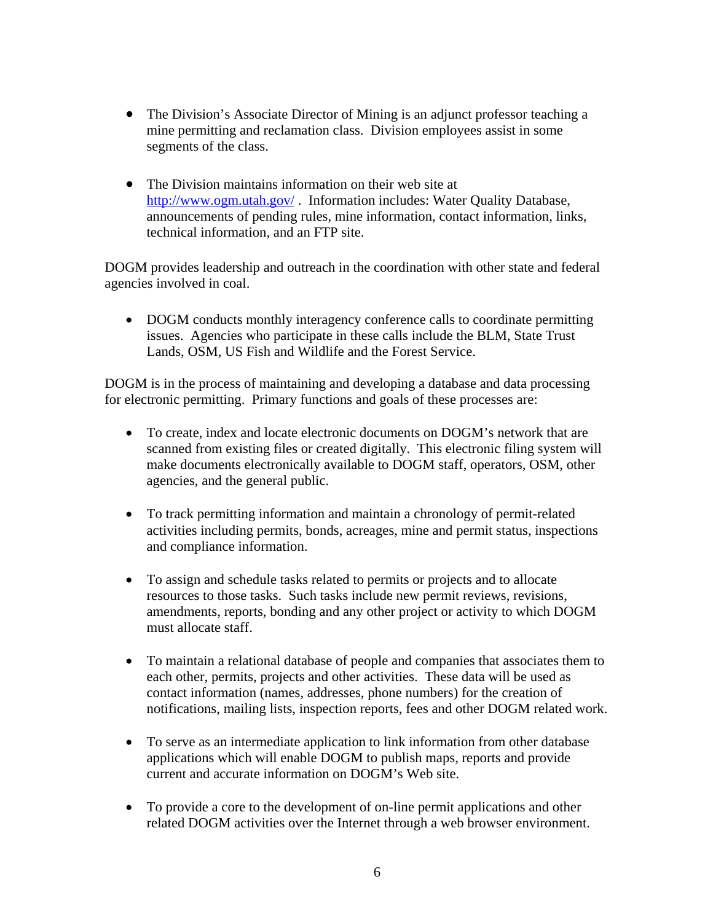- The Division's Associate Director of Mining is an adjunct professor teaching a mine permitting and reclamation class. Division employees assist in some segments of the class.

- The Division maintains information on their web site at http://www.ogm.utah.gov/ . Information includes: Water Quality Database, announcements of pending rules, mine information, contact information, links, technical information, and an FTP site.

DOGM provides leadership and outreach in the coordination with other state and federal agencies involved in coal.

- DOGM conducts monthly interagency conference calls to coordinate permitting issues. Agencies who participate in these calls include the BLM, State Trust Lands, OSM, US Fish and Wildlife and the Forest Service.

DOGM is in the process of maintaining and developing a database and data processing for electronic permitting. Primary functions and goals of these processes are:

- To create, index and locate electronic documents on DOGM's network that are scanned from existing files or created digitally. This electronic filing system will make documents electronically available to DOGM staff, operators, OSM, other agencies, and the general public.

- To track permitting information and maintain a chronology of permit-related activities including permits, bonds, acreages, mine and permit status, inspections and compliance information.

- To assign and schedule tasks related to permits or projects and to allocate resources to those tasks. Such tasks include new permit reviews, revisions, amendments, reports, bonding and any other project or activity to which DOGM must allocate staff.

- To maintain a relational database of people and companies that associates them to each other, permits, projects and other activities. These data will be used as contact information (names, addresses, phone numbers) for the creation of notifications, mailing lists, inspection reports, fees and other DOGM related work.

- To serve as an intermediate application to link information from other database applications which will enable DOGM to publish maps, reports and provide current and accurate information on DOGM's Web site.

- To provide a core to the development of on-line permit applications and other related DOGM activities over the Internet through a web browser environment.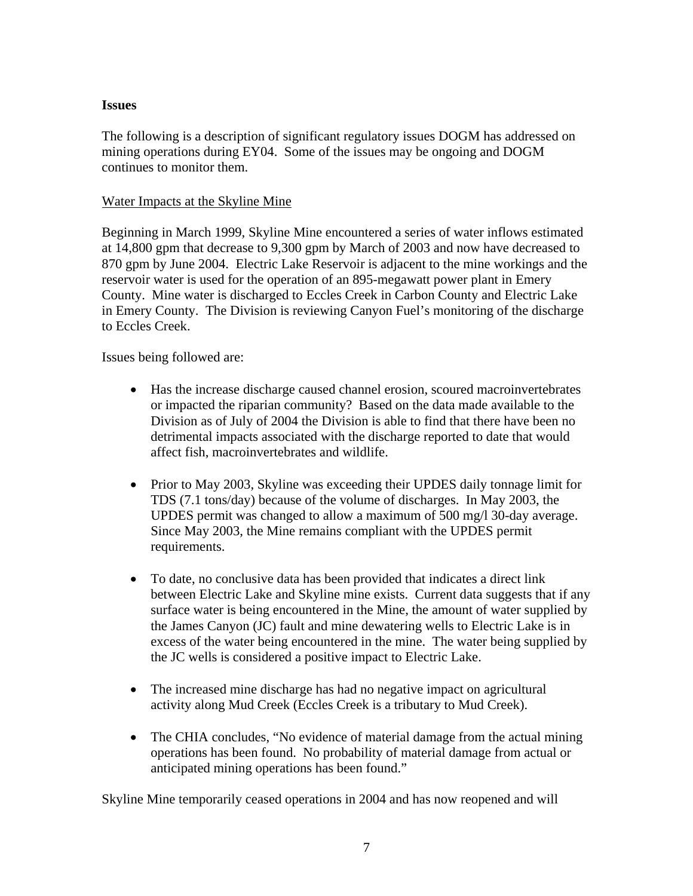**Issues**

The following is a description of significant regulatory issues DOGM has addressed on mining operations during EY04. Some of the issues may be ongoing and DOGM continues to monitor them.

Water Impacts at the Skyline Mine

Beginning in March 1999, Skyline Mine encountered a series of water inflows estimated at 14,800 gpm that decrease to 9,300 gpm by March of 2003 and now have decreased to 870 gpm by June 2004. Electric Lake Reservoir is adjacent to the mine workings and the reservoir water is used for the operation of an 895-megawatt power plant in Emery County. Mine water is discharged to Eccles Creek in Carbon County and Electric Lake in Emery County. The Division is reviewing Canyon Fuel's monitoring of the discharge to Eccles Creek.

Issues being followed are:

- Has the increase discharge caused channel erosion, scoured macroinvertebrates or impacted the riparian community? Based on the data made available to the Division as of July of 2004 the Division is able to find that there have been no detrimental impacts associated with the discharge reported to date that would affect fish, macroinvertebrates and wildlife.
- Prior to May 2003, Skyline was exceeding their UPDES daily tonnage limit for TDS (7.1 tons/day) because of the volume of discharges. In May 2003, the UPDES permit was changed to allow a maximum of 500 mg/l 30-day average. Since May 2003, the Mine remains compliant with the UPDES permit requirements.
- To date, no conclusive data has been provided that indicates a direct link between Electric Lake and Skyline mine exists. Current data suggests that if any surface water is being encountered in the Mine, the amount of water supplied by the James Canyon (JC) fault and mine dewatering wells to Electric Lake is in excess of the water being encountered in the mine. The water being supplied by the JC wells is considered a positive impact to Electric Lake.
- The increased mine discharge has had no negative impact on agricultural activity along Mud Creek (Eccles Creek is a tributary to Mud Creek).
- The CHIA concludes, "No evidence of material damage from the actual mining operations has been found. No probability of material damage from actual or anticipated mining operations has been found."

Skyline Mine temporarily ceased operations in 2004 and has now reopened and will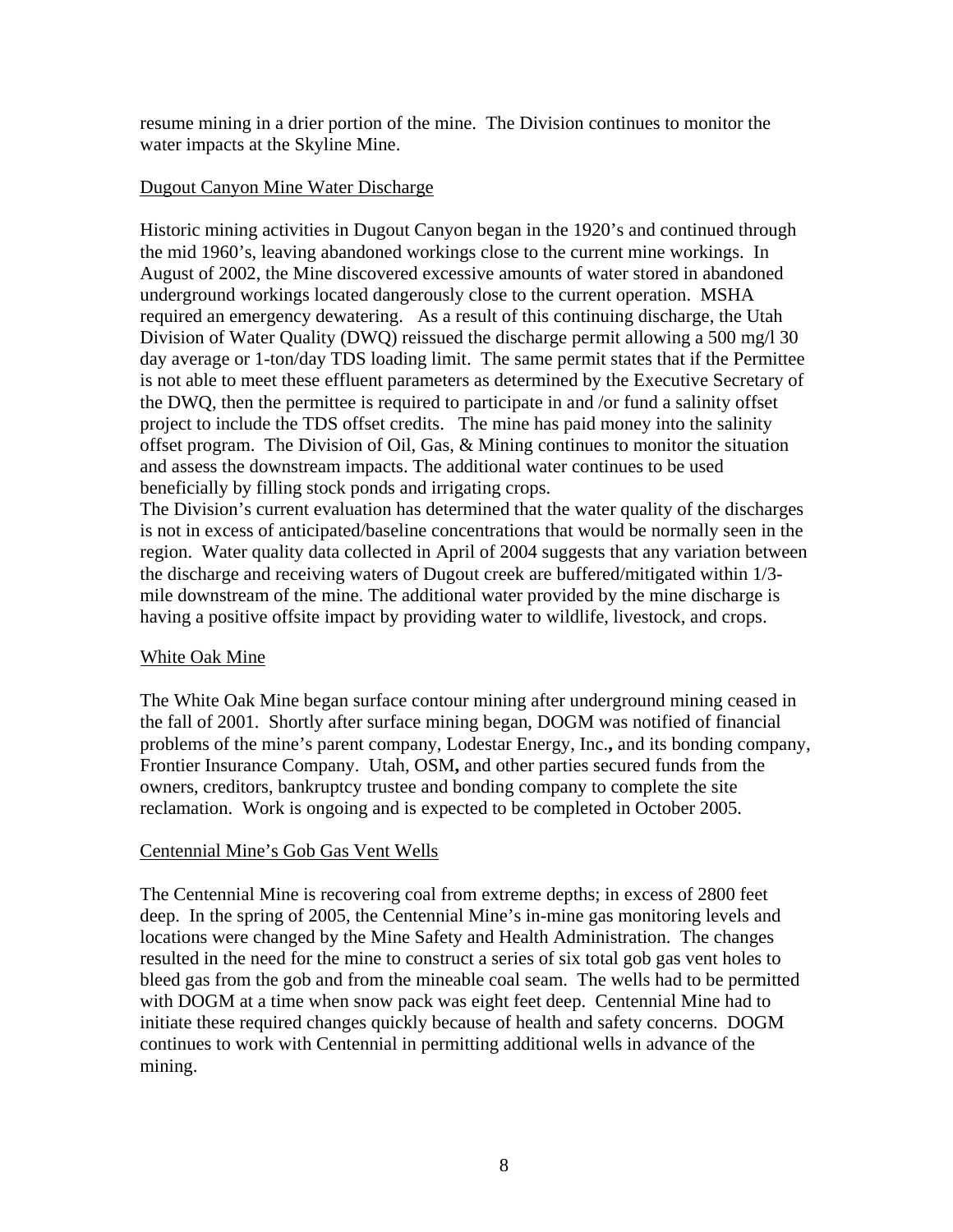resume mining in a drier portion of the mine. The Division continues to monitor the water impacts at the Skyline Mine.

<u>Dugout Canyon Mine Water Discharge</u>

Historic mining activities in Dugout Canyon began in the 1920's and continued through the mid 1960's, leaving abandoned workings close to the current mine workings. In August of 2002, the Mine discovered excessive amounts of water stored in abandoned underground workings located dangerously close to the current operation. MSHA required an emergency dewatering. As a result of this continuing discharge, the Utah Division of Water Quality (DWQ) reissued the discharge permit allowing a 500 mg/l 30 day average or 1-ton/day TDS loading limit. The same permit states that if the Permittee is not able to meet these effluent parameters as determined by the Executive Secretary of the DWQ, then the permittee is required to participate in and /or fund a salinity offset project to include the TDS offset credits. The mine has paid money into the salinity offset program. The Division of Oil, Gas, & Mining continues to monitor the situation and assess the downstream impacts. The additional water continues to be used beneficially by filling stock ponds and irrigating crops.

The Division's current evaluation has determined that the water quality of the discharges is not in excess of anticipated/baseline concentrations that would be normally seen in the region. Water quality data collected in April of 2004 suggests that any variation between the discharge and receiving waters of Dugout creek are buffered/mitigated within 1/3-mile downstream of the mine. The additional water provided by the mine discharge is having a positive offsite impact by providing water to wildlife, livestock, and crops.

<u>White Oak Mine</u>

The White Oak Mine began surface contour mining after underground mining ceased in the fall of 2001. Shortly after surface mining began, DOGM was notified of financial problems of the mine's parent company, Lodestar Energy, Inc., and its bonding company, Frontier Insurance Company. Utah, OSM, and other parties secured funds from the owners, creditors, bankruptcy trustee and bonding company to complete the site reclamation. Work is ongoing and is expected to be completed in October 2005.

<u>Centennial Mine's Gob Gas Vent Wells</u>

The Centennial Mine is recovering coal from extreme depths; in excess of 2800 feet deep. In the spring of 2005, the Centennial Mine's in-mine gas monitoring levels and locations were changed by the Mine Safety and Health Administration. The changes resulted in the need for the mine to construct a series of six total gob gas vent holes to bleed gas from the gob and from the mineable coal seam. The wells had to be permitted with DOGM at a time when snow pack was eight feet deep. Centennial Mine had to initiate these required changes quickly because of health and safety concerns. DOGM continues to work with Centennial in permitting additional wells in advance of the mining.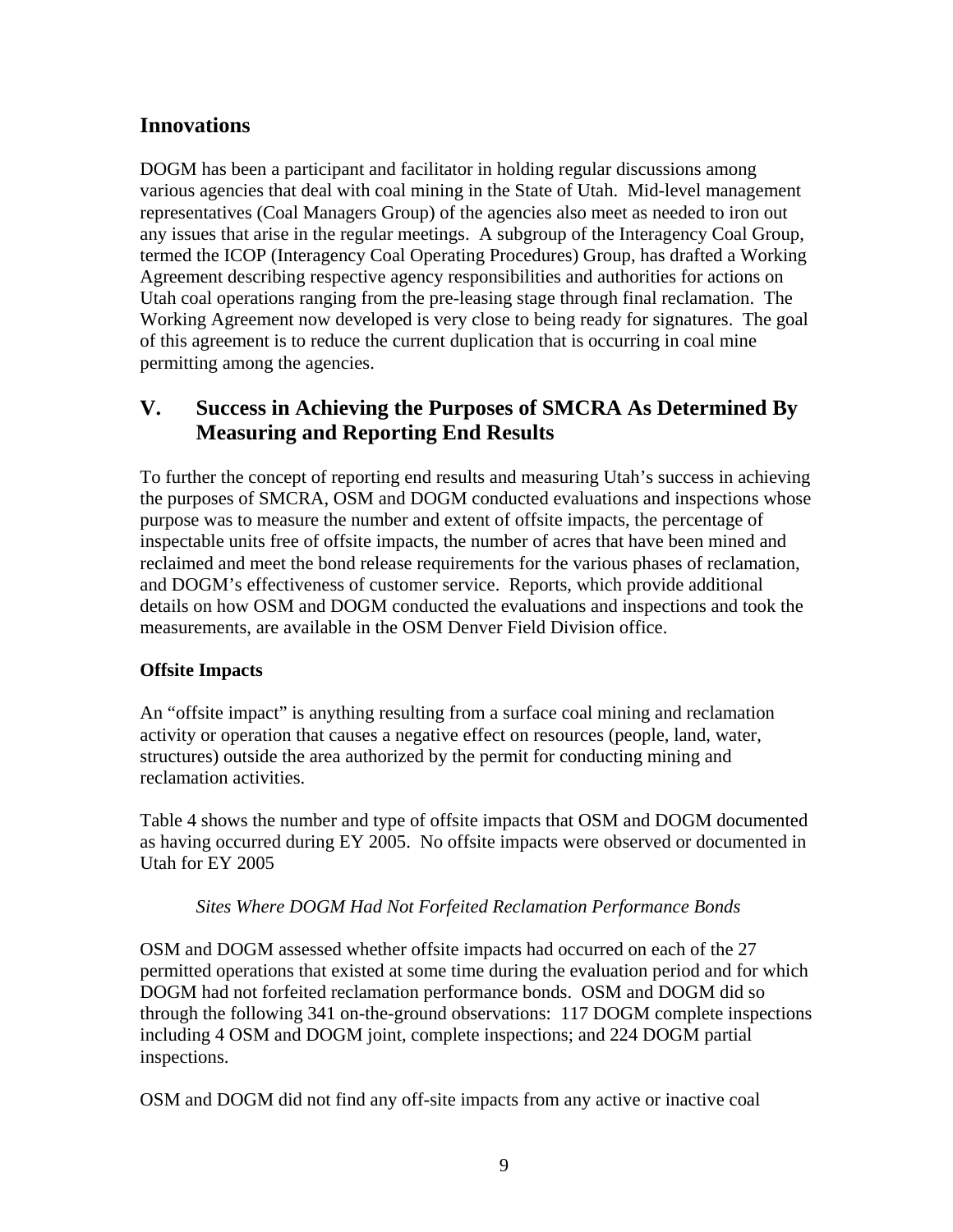## Innovations

DOGM has been a participant and facilitator in holding regular discussions among various agencies that deal with coal mining in the State of Utah. Mid-level management representatives (Coal Managers Group) of the agencies also meet as needed to iron out any issues that arise in the regular meetings. A subgroup of the Interagency Coal Group, termed the ICOP (Interagency Coal Operating Procedures) Group, has drafted a Working Agreement describing respective agency responsibilities and authorities for actions on Utah coal operations ranging from the pre-leasing stage through final reclamation. The Working Agreement now developed is very close to being ready for signatures. The goal of this agreement is to reduce the current duplication that is occurring in coal mine permitting among the agencies.

## V. Success in Achieving the Purposes of SMCRA As Determined By Measuring and Reporting End Results

To further the concept of reporting end results and measuring Utah's success in achieving the purposes of SMCRA, OSM and DOGM conducted evaluations and inspections whose purpose was to measure the number and extent of offsite impacts, the percentage of inspectable units free of offsite impacts, the number of acres that have been mined and reclaimed and meet the bond release requirements for the various phases of reclamation, and DOGM's effectiveness of customer service. Reports, which provide additional details on how OSM and DOGM conducted the evaluations and inspections and took the measurements, are available in the OSM Denver Field Division office.

**Offsite Impacts**

An "offsite impact" is anything resulting from a surface coal mining and reclamation activity or operation that causes a negative effect on resources (people, land, water, structures) outside the area authorized by the permit for conducting mining and reclamation activities.

Table 4 shows the number and type of offsite impacts that OSM and DOGM documented as having occurred during EY 2005. No offsite impacts were observed or documented in Utah for EY 2005

*Sites Where DOGM Had Not Forfeited Reclamation Performance Bonds*

OSM and DOGM assessed whether offsite impacts had occurred on each of the 27 permitted operations that existed at some time during the evaluation period and for which DOGM had not forfeited reclamation performance bonds. OSM and DOGM did so through the following 341 on-the-ground observations: 117 DOGM complete inspections including 4 OSM and DOGM joint, complete inspections; and 224 DOGM partial inspections.

OSM and DOGM did not find any off-site impacts from any active or inactive coal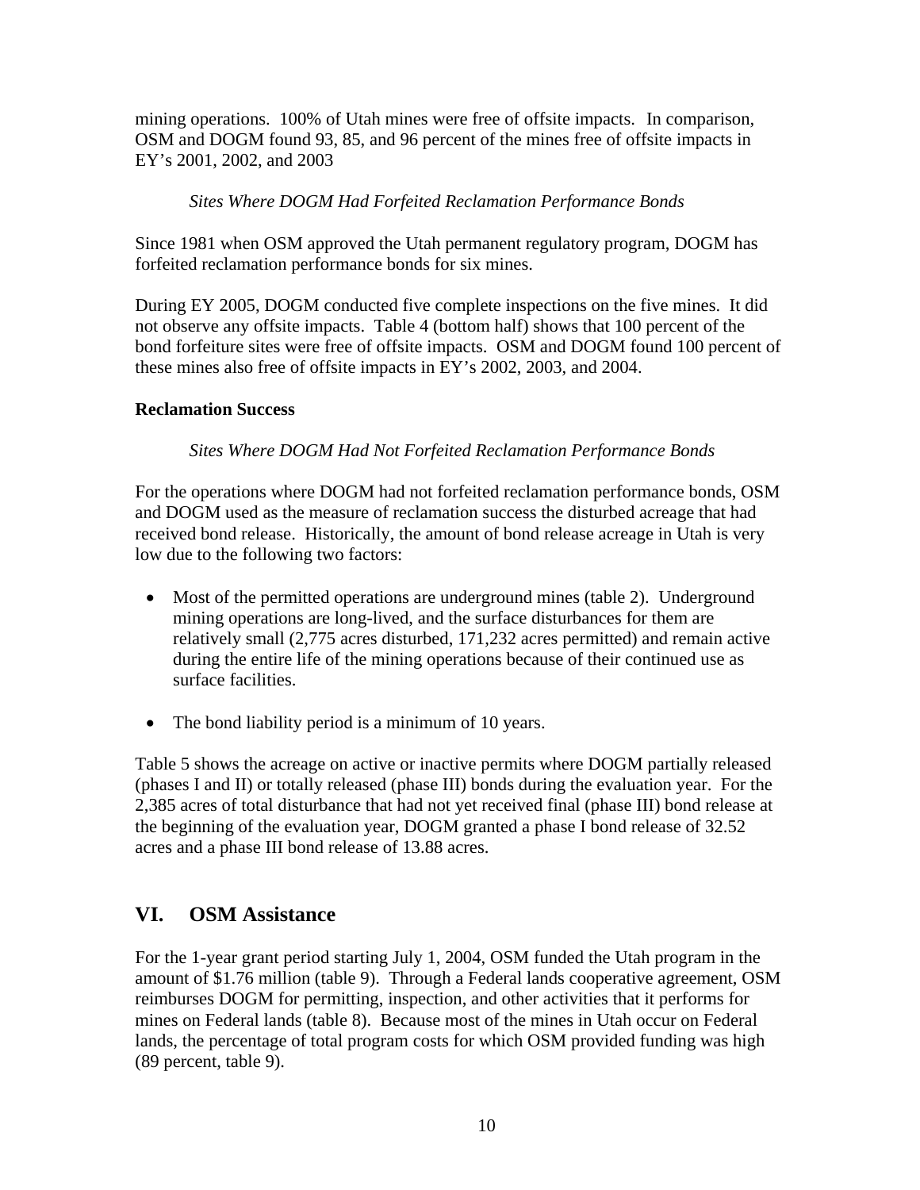mining operations. 100% of Utah mines were free of offsite impacts. In comparison, OSM and DOGM found 93, 85, and 96 percent of the mines free of offsite impacts in EY's 2001, 2002, and 2003

*Sites Where DOGM Had Forfeited Reclamation Performance Bonds*

Since 1981 when OSM approved the Utah permanent regulatory program, DOGM has forfeited reclamation performance bonds for six mines.

During EY 2005, DOGM conducted five complete inspections on the five mines. It did not observe any offsite impacts. Table 4 (bottom half) shows that 100 percent of the bond forfeiture sites were free of offsite impacts. OSM and DOGM found 100 percent of these mines also free of offsite impacts in EY's 2002, 2003, and 2004.

**Reclamation Success**

*Sites Where DOGM Had Not Forfeited Reclamation Performance Bonds*

For the operations where DOGM had not forfeited reclamation performance bonds, OSM and DOGM used as the measure of reclamation success the disturbed acreage that had received bond release. Historically, the amount of bond release acreage in Utah is very low due to the following two factors:

- Most of the permitted operations are underground mines (table 2). Underground mining operations are long-lived, and the surface disturbances for them are relatively small (2,775 acres disturbed, 171,232 acres permitted) and remain active during the entire life of the mining operations because of their continued use as surface facilities.

- The bond liability period is a minimum of 10 years.

Table 5 shows the acreage on active or inactive permits where DOGM partially released (phases I and II) or totally released (phase III) bonds during the evaluation year. For the 2,385 acres of total disturbance that had not yet received final (phase III) bond release at the beginning of the evaluation year, DOGM granted a phase I bond release of 32.52 acres and a phase III bond release of 13.88 acres.

## VI. OSM Assistance

For the 1-year grant period starting July 1, 2004, OSM funded the Utah program in the amount of $1.76 million (table 9). Through a Federal lands cooperative agreement, OSM reimburses DOGM for permitting, inspection, and other activities that it performs for mines on Federal lands (table 8). Because most of the mines in Utah occur on Federal lands, the percentage of total program costs for which OSM provided funding was high (89 percent, table 9).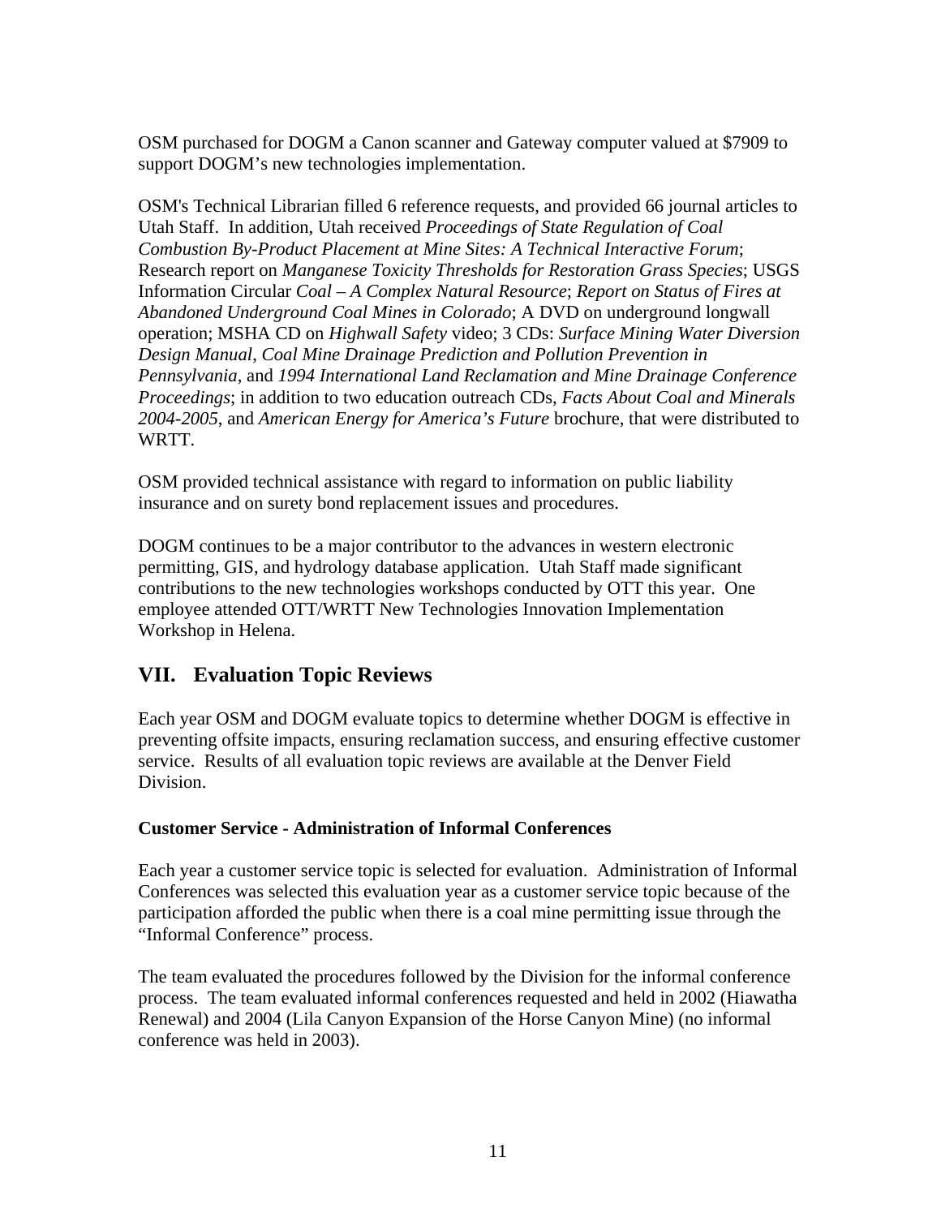OSM purchased for DOGM a Canon scanner and Gateway computer valued at $7909 to support DOGM's new technologies implementation.

OSM's Technical Librarian filled 6 reference requests, and provided 66 journal articles to Utah Staff. In addition, Utah received *Proceedings of State Regulation of Coal Combustion By-Product Placement at Mine Sites: A Technical Interactive Forum*; Research report on *Manganese Toxicity Thresholds for Restoration Grass Species*; USGS Information Circular *Coal – A Complex Natural Resource*; *Report on Status of Fires at Abandoned Underground Coal Mines in Colorado*; A DVD on underground longwall operation; MSHA CD on *Highwall Safety* video; 3 CDs: *Surface Mining Water Diversion Design Manual*, *Coal Mine Drainage Prediction and Pollution Prevention in Pennsylvania*, and *1994 International Land Reclamation and Mine Drainage Conference Proceedings*; in addition to two education outreach CDs, *Facts About Coal and Minerals 2004-2005*, and *American Energy for America's Future* brochure, that were distributed to WRTT.

OSM provided technical assistance with regard to information on public liability insurance and on surety bond replacement issues and procedures.

DOGM continues to be a major contributor to the advances in western electronic permitting, GIS, and hydrology database application. Utah Staff made significant contributions to the new technologies workshops conducted by OTT this year. One employee attended OTT/WRTT New Technologies Innovation Implementation Workshop in Helena.

## VII. Evaluation Topic Reviews

Each year OSM and DOGM evaluate topics to determine whether DOGM is effective in preventing offsite impacts, ensuring reclamation success, and ensuring effective customer service. Results of all evaluation topic reviews are available at the Denver Field Division.

**Customer Service - Administration of Informal Conferences**

Each year a customer service topic is selected for evaluation. Administration of Informal Conferences was selected this evaluation year as a customer service topic because of the participation afforded the public when there is a coal mine permitting issue through the "Informal Conference" process.

The team evaluated the procedures followed by the Division for the informal conference process. The team evaluated informal conferences requested and held in 2002 (Hiawatha Renewal) and 2004 (Lila Canyon Expansion of the Horse Canyon Mine) (no informal conference was held in 2003).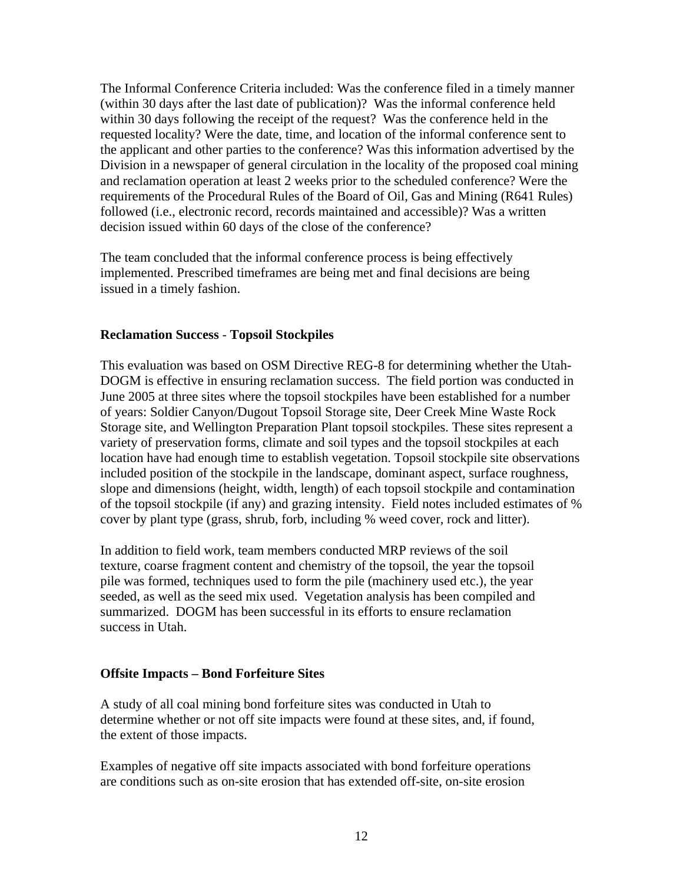The Informal Conference Criteria included: Was the conference filed in a timely manner (within 30 days after the last date of publication)? Was the informal conference held within 30 days following the receipt of the request? Was the conference held in the requested locality? Were the date, time, and location of the informal conference sent to the applicant and other parties to the conference? Was this information advertised by the Division in a newspaper of general circulation in the locality of the proposed coal mining and reclamation operation at least 2 weeks prior to the scheduled conference? Were the requirements of the Procedural Rules of the Board of Oil, Gas and Mining (R641 Rules) followed (i.e., electronic record, records maintained and accessible)? Was a written decision issued within 60 days of the close of the conference?

The team concluded that the informal conference process is being effectively implemented. Prescribed timeframes are being met and final decisions are being issued in a timely fashion.

**Reclamation Success - Topsoil Stockpiles**

This evaluation was based on OSM Directive REG-8 for determining whether the Utah-DOGM is effective in ensuring reclamation success. The field portion was conducted in June 2005 at three sites where the topsoil stockpiles have been established for a number of years: Soldier Canyon/Dugout Topsoil Storage site, Deer Creek Mine Waste Rock Storage site, and Wellington Preparation Plant topsoil stockpiles. These sites represent a variety of preservation forms, climate and soil types and the topsoil stockpiles at each location have had enough time to establish vegetation. Topsoil stockpile site observations included position of the stockpile in the landscape, dominant aspect, surface roughness, slope and dimensions (height, width, length) of each topsoil stockpile and contamination of the topsoil stockpile (if any) and grazing intensity. Field notes included estimates of % cover by plant type (grass, shrub, forb, including % weed cover, rock and litter).

In addition to field work, team members conducted MRP reviews of the soil texture, coarse fragment content and chemistry of the topsoil, the year the topsoil pile was formed, techniques used to form the pile (machinery used etc.), the year seeded, as well as the seed mix used. Vegetation analysis has been compiled and summarized. DOGM has been successful in its efforts to ensure reclamation success in Utah.

**Offsite Impacts – Bond Forfeiture Sites**

A study of all coal mining bond forfeiture sites was conducted in Utah to determine whether or not off site impacts were found at these sites, and, if found, the extent of those impacts.

Examples of negative off site impacts associated with bond forfeiture operations are conditions such as on-site erosion that has extended off-site, on-site erosion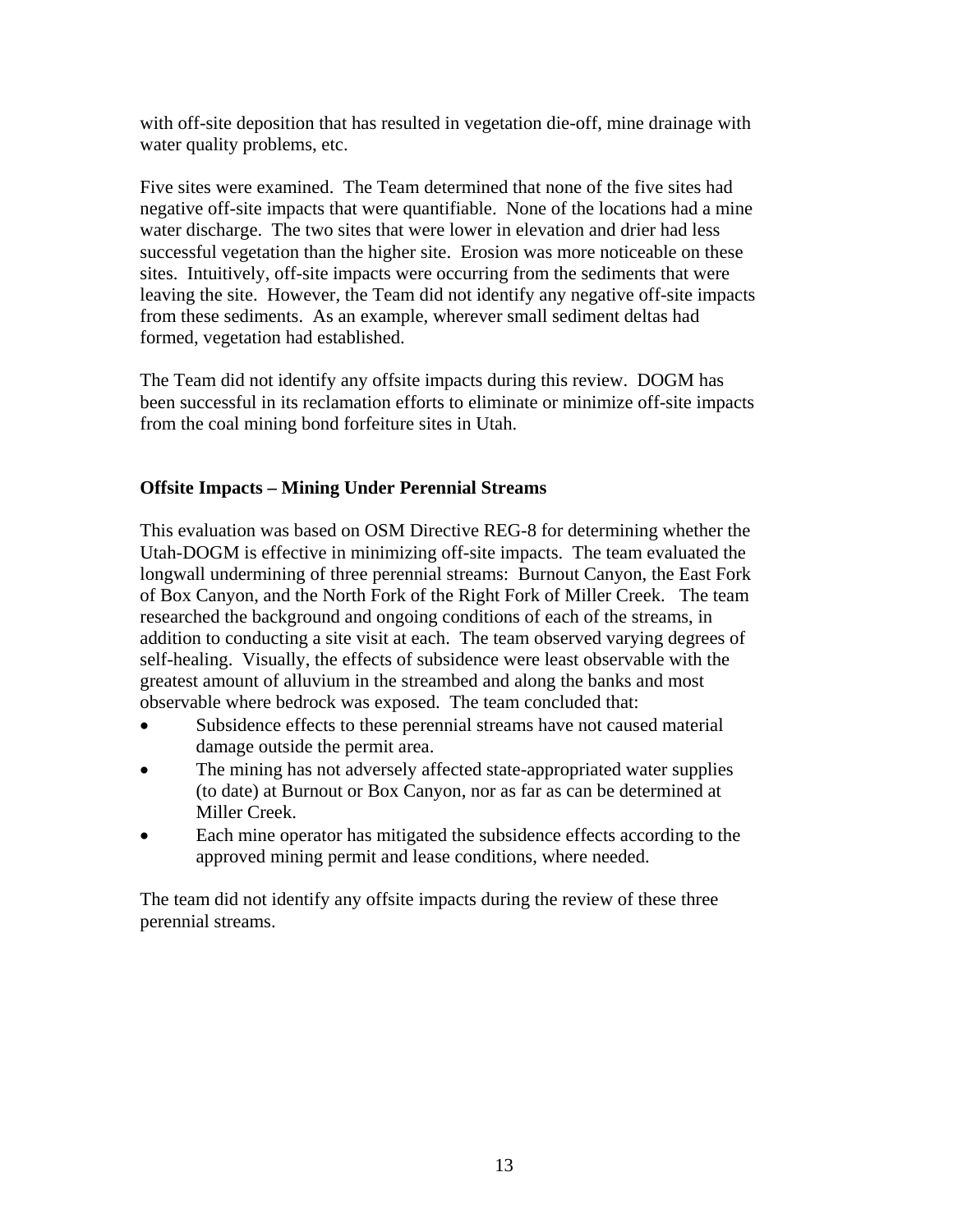with off-site deposition that has resulted in vegetation die-off, mine drainage with water quality problems, etc.

Five sites were examined. The Team determined that none of the five sites had negative off-site impacts that were quantifiable. None of the locations had a mine water discharge. The two sites that were lower in elevation and drier had less successful vegetation than the higher site. Erosion was more noticeable on these sites. Intuitively, off-site impacts were occurring from the sediments that were leaving the site. However, the Team did not identify any negative off-site impacts from these sediments. As an example, wherever small sediment deltas had formed, vegetation had established.

The Team did not identify any offsite impacts during this review. DOGM has been successful in its reclamation efforts to eliminate or minimize off-site impacts from the coal mining bond forfeiture sites in Utah.

**Offsite Impacts – Mining Under Perennial Streams**

This evaluation was based on OSM Directive REG-8 for determining whether the Utah-DOGM is effective in minimizing off-site impacts. The team evaluated the longwall undermining of three perennial streams: Burnout Canyon, the East Fork of Box Canyon, and the North Fork of the Right Fork of Miller Creek. The team researched the background and ongoing conditions of each of the streams, in addition to conducting a site visit at each. The team observed varying degrees of self-healing. Visually, the effects of subsidence were least observable with the greatest amount of alluvium in the streambed and along the banks and most observable where bedrock was exposed. The team concluded that:

- Subsidence effects to these perennial streams have not caused material damage outside the permit area.
- The mining has not adversely affected state-appropriated water supplies (to date) at Burnout or Box Canyon, nor as far as can be determined at Miller Creek.
- Each mine operator has mitigated the subsidence effects according to the approved mining permit and lease conditions, where needed.

The team did not identify any offsite impacts during the review of these three perennial streams.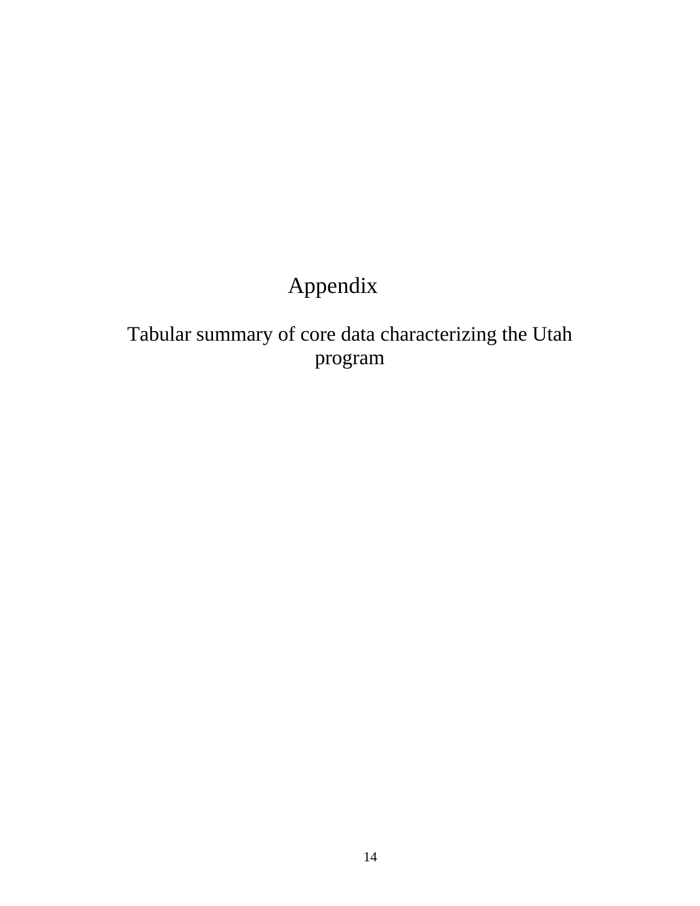# Appendix

## Tabular summary of core data characterizing the Utah program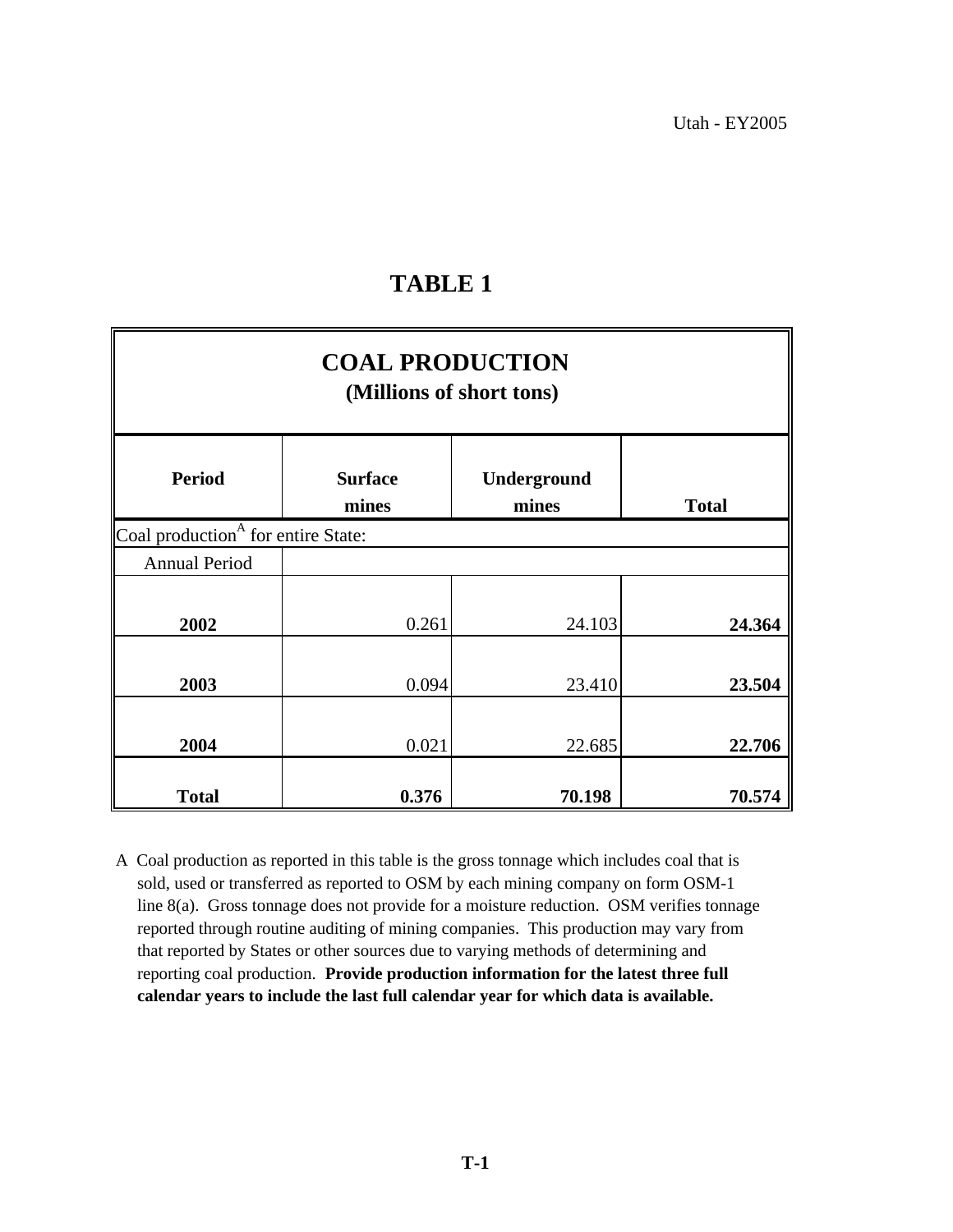Utah - EY2005

# TABLE 1

| COAL PRODUCTION (Millions of short tons) | | | |
|---|---|---|---|
| **Period** | **Surface mines** | **Underground mines** | **Total** |
| Coal production[A] for entire State: | | | |
| Annual Period | | | |
| **2002** | 0.261 | 24.103 | **24.364** |
| **2003** | 0.094 | 23.410 | **23.504** |
| **2004** | 0.021 | 22.685 | **22.706** |
| **Total** | **0.376** | **70.198** | **70.574** |

A Coal production as reported in this table is the gross tonnage which includes coal that is sold, used or transferred as reported to OSM by each mining company on form OSM-1 line 8(a). Gross tonnage does not provide for a moisture reduction. OSM verifies tonnage reported through routine auditing of mining companies. This production may vary from that reported by States or other sources due to varying methods of determining and reporting coal production. **Provide production information for the latest three full calendar years to include the last full calendar year for which data is available.**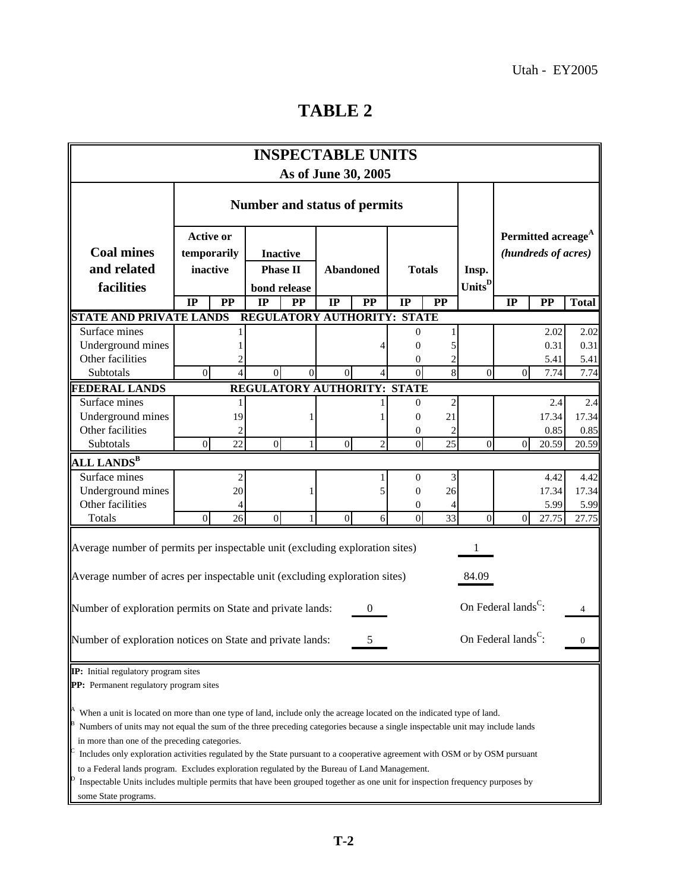Utah - EY2005

# TABLE 2

| INSPECTABLE UNITS As of June 30, 2005 | | | | | | | | | | | | |
|---|---|---|---|---|---|---|---|---|---|---|---|---|
| Coal mines and related facilities | Number and status of permits | | | | | | | | Insp. Units[D] | Permitted acreage[A] (hundreds of acres) | | |
| | Active or temporarily inactive | | Inactive Phase II bond release | | Abandoned | | Totals | | | | | |
| | IP | PP | IP | PP | IP | PP | IP | PP | | IP | PP | Total |
| **STATE AND PRIVATE LANDS — REGULATORY AUTHORITY: STATE** | | | | | | | | | | | | |
| Surface mines | | 1 | | | | | 0 | 1 | | | 2.02 | 2.02 |
| Underground mines | | 1 | | | | 4 | 0 | 5 | | | 0.31 | 0.31 |
| Other facilities | | 2 | | | | | 0 | 2 | | | 5.41 | 5.41 |
| Subtotals | 0 | 4 | 0 | 0 | 0 | 4 | 0 | 8 | 0 | 0 | 7.74 | 7.74 |
| **FEDERAL LANDS — REGULATORY AUTHORITY: STATE** | | | | | | | | | | | | |
| Surface mines | | 1 | | | | 1 | 0 | 2 | | | 2.4 | 2.4 |
| Underground mines | | 19 | | 1 | | 1 | 0 | 21 | | | 17.34 | 17.34 |
| Other facilities | | 2 | | | | | 0 | 2 | | | 0.85 | 0.85 |
| Subtotals | 0 | 22 | 0 | 1 | 0 | 2 | 0 | 25 | 0 | 0 | 20.59 | 20.59 |
| **ALL LANDS[B]** | | | | | | | | | | | | |
| Surface mines | | 2 | | | | 1 | 0 | 3 | | | 4.42 | 4.42 |
| Underground mines | | 20 | | 1 | | 5 | 0 | 26 | | | 17.34 | 17.34 |
| Other facilities | | 4 | | | | | 0 | 4 | | | 5.99 | 5.99 |
| Totals | 0 | 26 | 0 | 1 | 0 | 6 | 0 | 33 | 0 | 0 | 27.75 | 27.75 |

Average number of permits per inspectable unit (excluding exploration sites): 1

Average number of acres per inspectable unit (excluding exploration sites): 84.09

Number of exploration permits on State and private lands: 0 — On Federal lands[C]: 4

Number of exploration notices on State and private lands: 5 — On Federal lands[C]: 0

**IP:** Initial regulatory program sites
**PP:** Permanent regulatory program sites

[A] When a unit is located on more than one type of land, include only the acreage located on the indicated type of land.
[B] Numbers of units may not equal the sum of the three preceding categories because a single inspectable unit may include lands in more than one of the preceding categories.
[C] Includes only exploration activities regulated by the State pursuant to a cooperative agreement with OSM or by OSM pursuant to a Federal lands program. Excludes exploration regulated by the Bureau of Land Management.
[D] Inspectable Units includes multiple permits that have been grouped together as one unit for inspection frequency purposes by some State programs.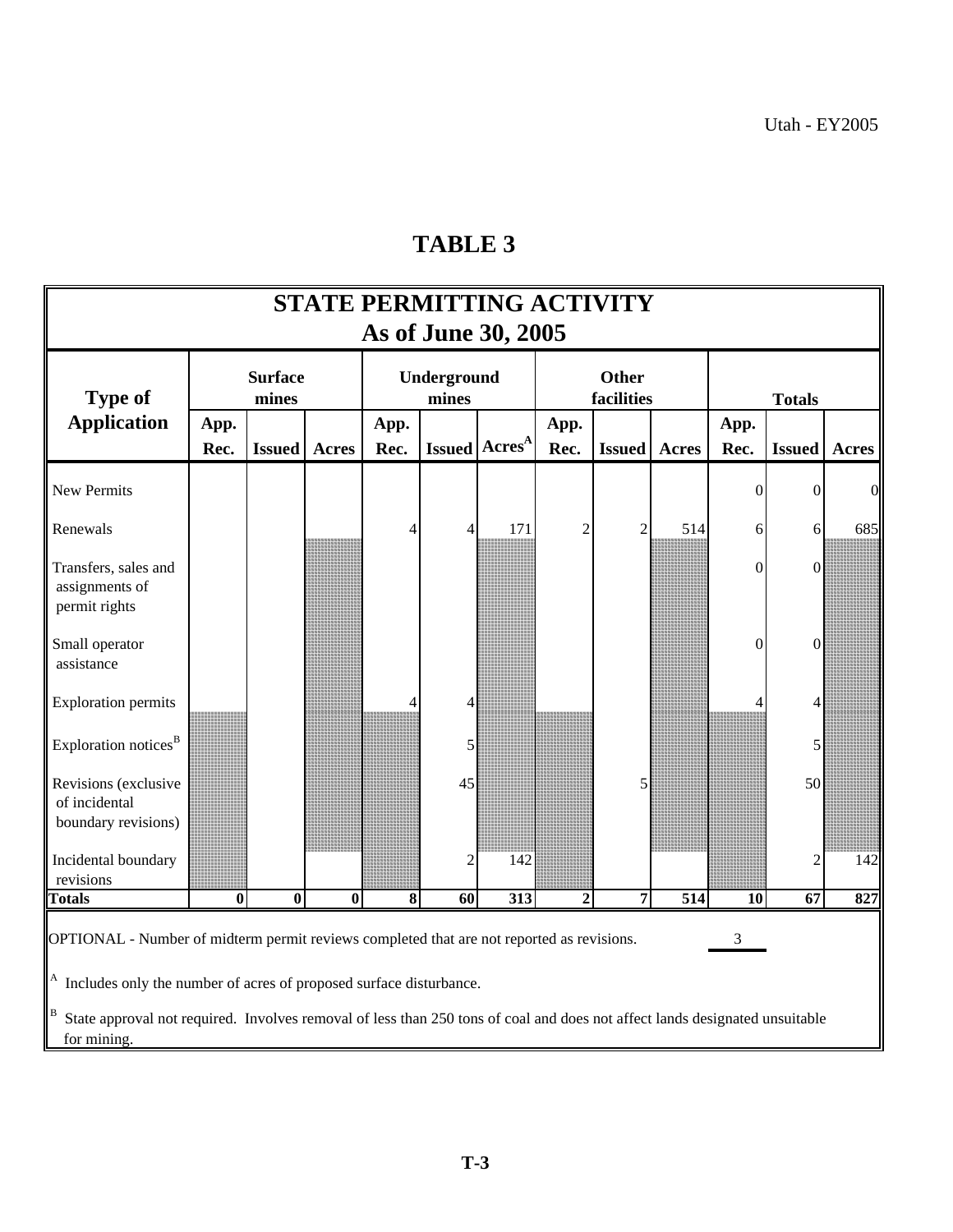Utah - EY2005

# TABLE 3

## STATE PERMITTING ACTIVITY
## As of June 30, 2005

| Type of Application | Surface mines | | | Underground mines | | | Other facilities | | | Totals | | |
|---|---|---|---|---|---|---|---|---|---|---|---|---|
| | App. Rec. | Issued | Acres | App. Rec. | Issued | Acres[A] | App. Rec. | Issued | Acres | App. Rec. | Issued | Acres |
| New Permits | | | | | | | | | | 0 | 0 | 0 |
| Renewals | | | | 4 | 4 | 171 | 2 | 2 | 514 | 6 | 6 | 685 |
| Transfers, sales and assignments of permit rights | | | | | | | | | | 0 | 0 | |
| Small operator assistance | | | | | | | | | | 0 | 0 | |
| Exploration permits | | | | 4 | 4 | | | | | 4 | 4 | |
| Exploration notices[B] | | | | | 5 | | | | | | 5 | |
| Revisions (exclusive of incidental boundary revisions) | | | | | 45 | | | 5 | | | 50 | |
| Incidental boundary revisions | | | | | 2 | 142 | | | | | 2 | 142 |
| **Totals** | **0** | **0** | **0** | **8** | **60** | **313** | **2** | **7** | **514** | **10** | **67** | **827** |

OPTIONAL - Number of midterm permit reviews completed that are not reported as revisions. 3

[A] Includes only the number of acres of proposed surface disturbance.

[B] State approval not required. Involves removal of less than 250 tons of coal and does not affect lands designated unsuitable for mining.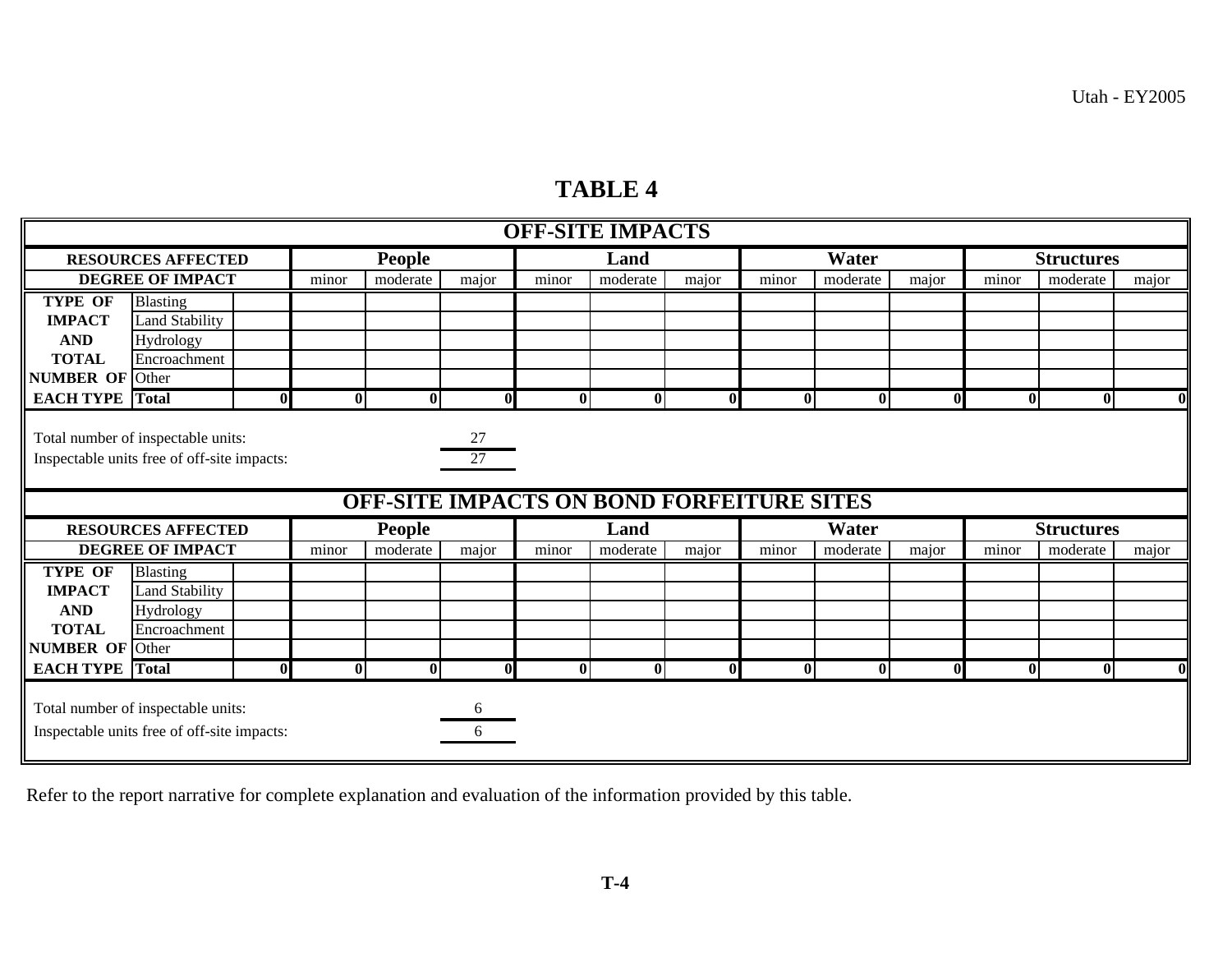# TABLE 4

## OFF-SITE IMPACTS

| RESOURCES AFFECTED | | | People | | | Land | | | Water | | | Structures | | |
|---|---|---|---|---|---|---|---|---|---|---|---|---|---|---|
| DEGREE OF IMPACT | | | minor | moderate | major | minor | moderate | major | minor | moderate | major | minor | moderate | major |
| TYPE OF | Blasting | | | | | | | | | | | | | |
| IMPACT | Land Stability | | | | | | | | | | | | | |
| AND | Hydrology | | | | | | | | | | | | | |
| TOTAL | Encroachment | | | | | | | | | | | | | |
| NUMBER OF | Other | | | | | | | | | | | | | |
| EACH TYPE | **Total** | **0** | **0** | **0** | **0** | **0** | **0** | **0** | **0** | **0** | **0** | **0** | **0** | **0** |

Total number of inspectable units: 27

Inspectable units free of off-site impacts: 27

## OFF-SITE IMPACTS ON BOND FORFEITURE SITES

| RESOURCES AFFECTED | | | People | | | Land | | | Water | | | Structures | | |
|---|---|---|---|---|---|---|---|---|---|---|---|---|---|---|
| DEGREE OF IMPACT | | | minor | moderate | major | minor | moderate | major | minor | moderate | major | minor | moderate | major |
| TYPE OF | Blasting | | | | | | | | | | | | | |
| IMPACT | Land Stability | | | | | | | | | | | | | |
| AND | Hydrology | | | | | | | | | | | | | |
| TOTAL | Encroachment | | | | | | | | | | | | | |
| NUMBER OF | Other | | | | | | | | | | | | | |
| EACH TYPE | **Total** | **0** | **0** | **0** | **0** | **0** | **0** | **0** | **0** | **0** | **0** | **0** | **0** | **0** |

Total number of inspectable units: 6

Inspectable units free of off-site impacts: 6

Refer to the report narrative for complete explanation and evaluation of the information provided by this table.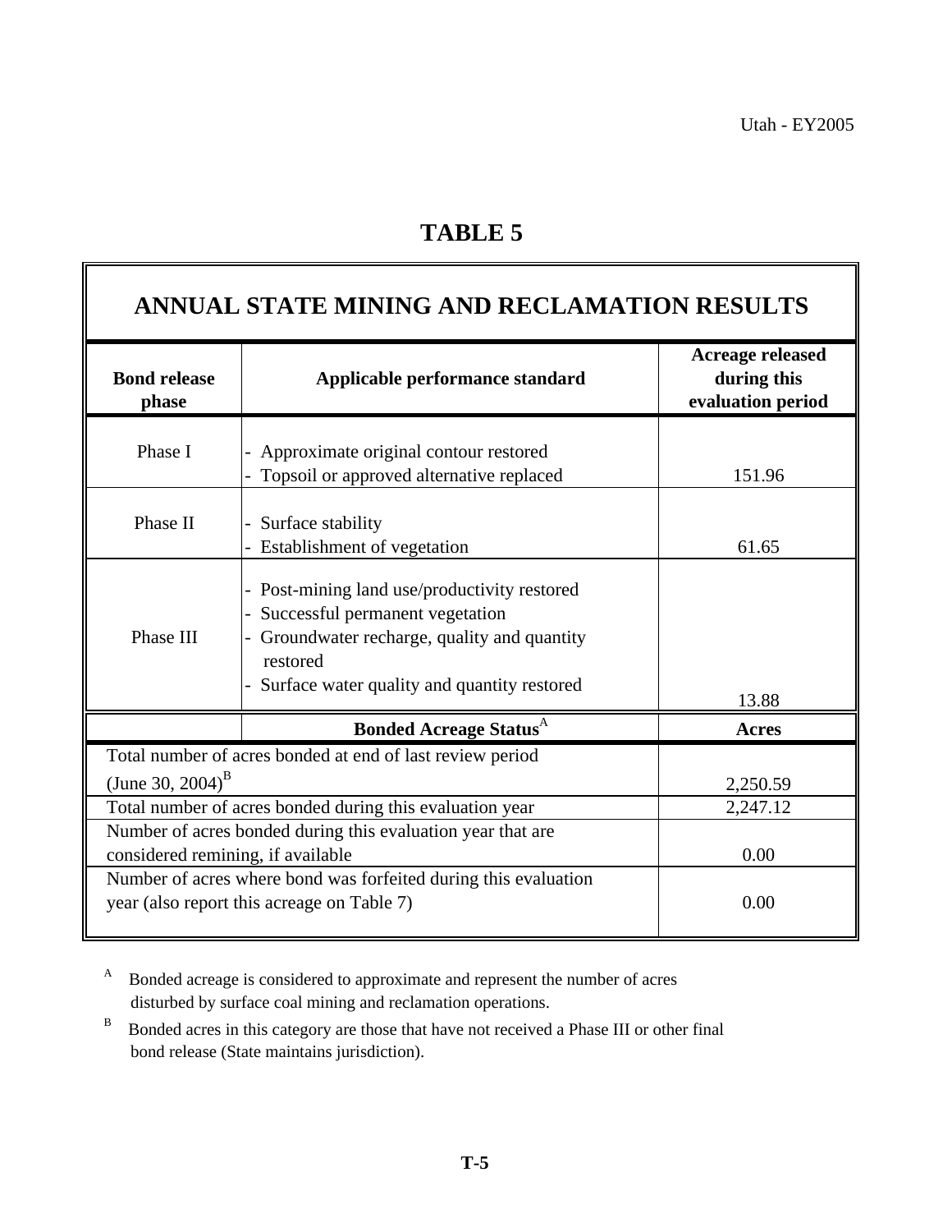# TABLE 5

## ANNUAL STATE MINING AND RECLAMATION RESULTS

| Bond release phase | Applicable performance standard | Acreage released during this evaluation period |
|---|---|---|
| Phase I | - Approximate original contour restored<br>- Topsoil or approved alternative replaced | 151.96 |
| Phase II | - Surface stability<br>- Establishment of vegetation | 61.65 |
| Phase III | - Post-mining land use/productivity restored<br>- Successful permanent vegetation<br>- Groundwater recharge, quality and quantity restored<br>- Surface water quality and quantity restored | 13.88 |

| Bonded Acreage Status[A] | Acres |
|---|---|
| Total number of acres bonded at end of last review period (June 30, 2004)[B] | 2,250.59 |
| Total number of acres bonded during this evaluation year | 2,247.12 |
| Number of acres bonded during this evaluation year that are considered remining, if available | 0.00 |
| Number of acres where bond was forfeited during this evaluation year (also report this acreage on Table 7) | 0.00 |

[A] Bonded acreage is considered to approximate and represent the number of acres disturbed by surface coal mining and reclamation operations.

[B] Bonded acres in this category are those that have not received a Phase III or other final bond release (State maintains jurisdiction).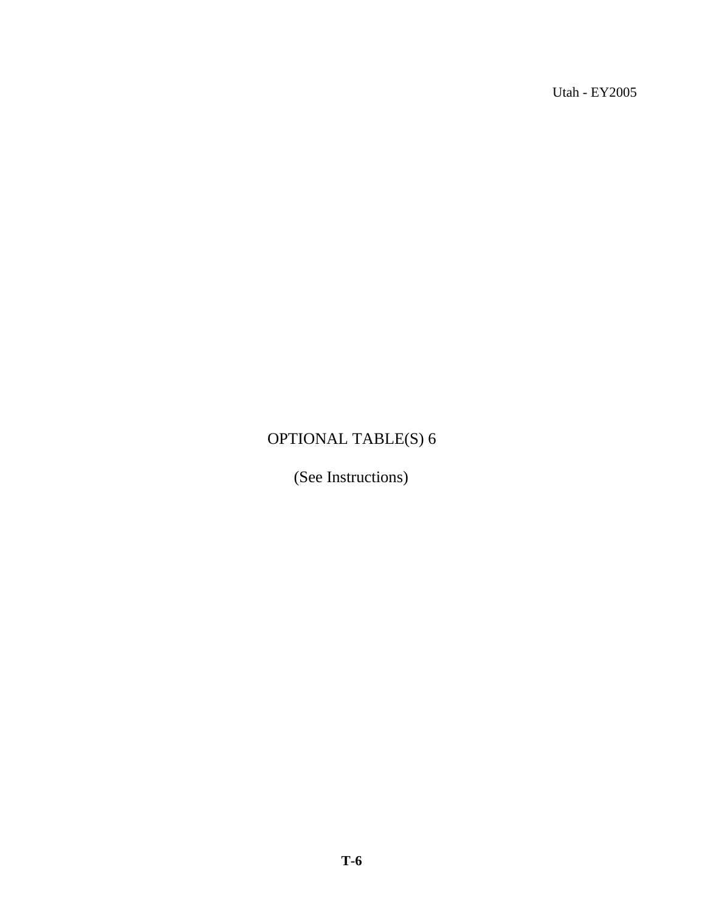OPTIONAL TABLE(S) 6

(See Instructions)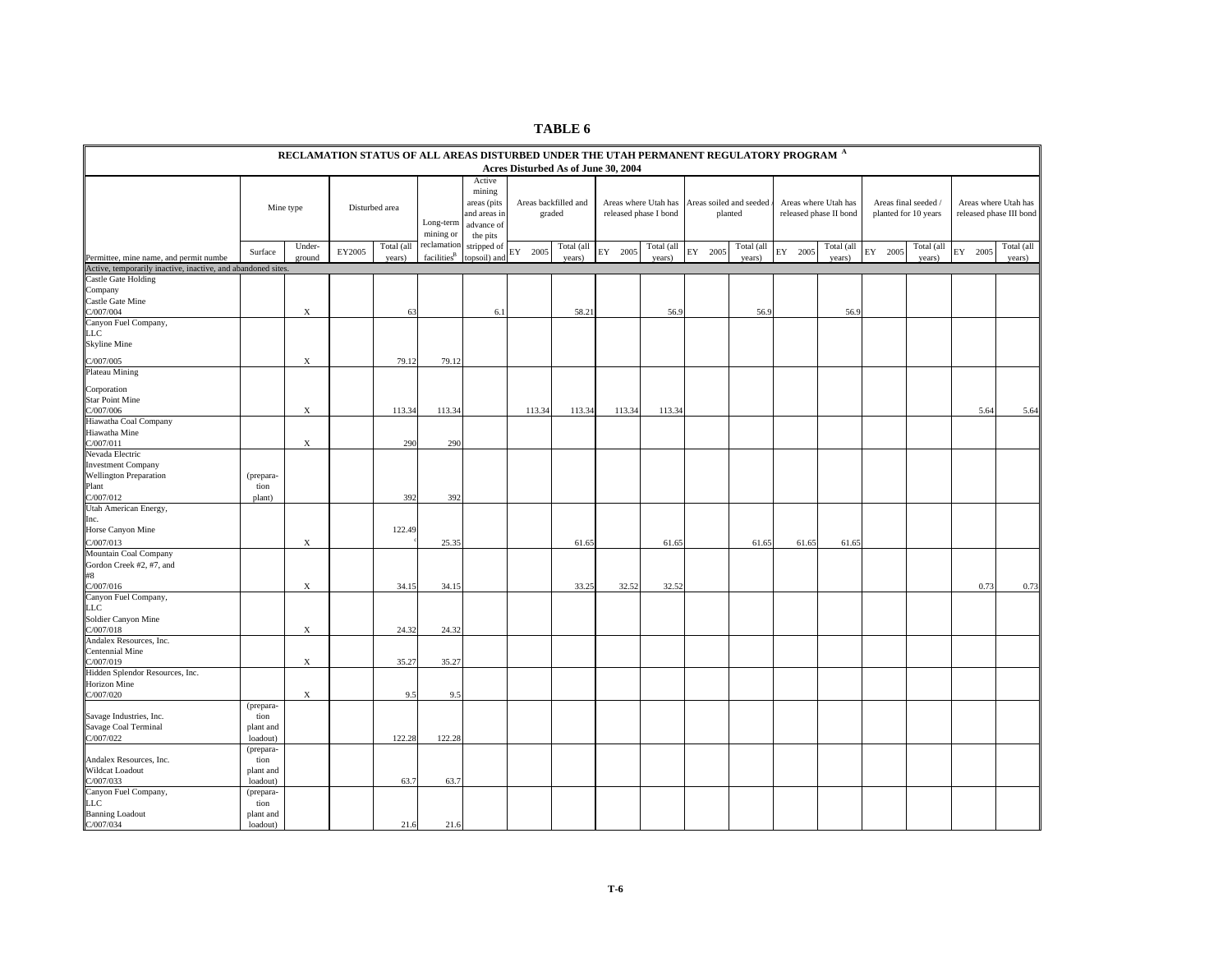# TABLE 6

## RECLAMATION STATUS OF ALL AREAS DISTURBED UNDER THE UTAH PERMANENT REGULATORY PROGRAM [A]

### Acres Disturbed As of June 30, 2004

| Permittee, mine name, and permit number | Mine type | | Disturbed area | | Long-term mining or reclamation facilities[B] | Active mining areas (pits and areas in advance of the pits stripped of topsoil) and | Areas backfilled and graded | | Areas where Utah has released phase I bond | | Areas soiled and seeded / planted | | Areas where Utah has released phase II bond | | Areas final seeded / planted for 10 years | | Areas where Utah has released phase III bond | |
|---|---|---|---|---|---|---|---|---|---|---|---|---|---|---|---|---|---|---|
| | Surface | Under-ground | EY2005 | Total (all years) | | | EY 2005 | Total (all years) | EY 2005 | Total (all years) | EY 2005 | Total (all years) | EY 2005 | Total (all years) | EY 2005 | Total (all years) | EY 2005 | Total (all years) |
| Active, temporarily inactive, inactive, and abandoned sites. | | | | | | | | | | | | | | | | | | |
| Castle Gate Holding Company<br>Castle Gate Mine<br>C/007/004 | | X | | 63 | | 6.1 | | 58.21 | | 56.9 | | 56.9 | | 56.9 | | | | |
| Canyon Fuel Company, LLC<br>Skyline Mine<br>C/007/005 | | X | | 79.12 | 79.12 | | | | | | | | | | | | | |
| Plateau Mining Corporation<br>Star Point Mine<br>C/007/006 | | X | | 113.34 | 113.34 | | 113.34 | 113.34 | 113.34 | 113.34 | | | | | | | 5.64 | 5.64 |
| Hiawatha Coal Company<br>Hiawatha Mine<br>C/007/011 | | X | | 290 | 290 | | | | | | | | | | | | | |
| Nevada Electric Investment Company<br>Wellington Preparation Plant<br>C/007/012 | (preparation plant) | | | 392 | 392 | | | | | | | | | | | | | |
| Utah American Energy, Inc.<br>Horse Canyon Mine<br>C/007/013 | | X | | 122.49[c] | 25.35 | | | 61.65 | | 61.65 | | 61.65 | 61.65 | 61.65 | | | | |
| Mountain Coal Company<br>Gordon Creek #2, #7, and #8<br>C/007/016 | | X | | 34.15 | 34.15 | | | 33.25 | 32.52 | 32.52 | | | | | | | 0.73 | 0.73 |
| Canyon Fuel Company, LLC<br>Soldier Canyon Mine<br>C/007/018 | | X | | 24.32 | 24.32 | | | | | | | | | | | | | |
| Andalex Resources, Inc.<br>Centennial Mine<br>C/007/019 | | X | | 35.27 | 35.27 | | | | | | | | | | | | | |
| Hidden Splendor Resources, Inc.<br>Horizon Mine<br>C/007/020 | | X | | 9.5 | 9.5 | | | | | | | | | | | | | |
| Savage Industries, Inc.<br>Savage Coal Terminal<br>C/007/022 | (preparation plant and loadout) | | | 122.28 | 122.28 | | | | | | | | | | | | | |
| Andalex Resources, Inc.<br>Wildcat Loadout<br>C/007/033 | (preparation plant and loadout) | | | 63.7 | 63.7 | | | | | | | | | | | | | |
| Canyon Fuel Company, LLC<br>Banning Loadout<br>C/007/034 | (preparation plant and loadout) | | | 21.6 | 21.6 | | | | | | | | | | | | | |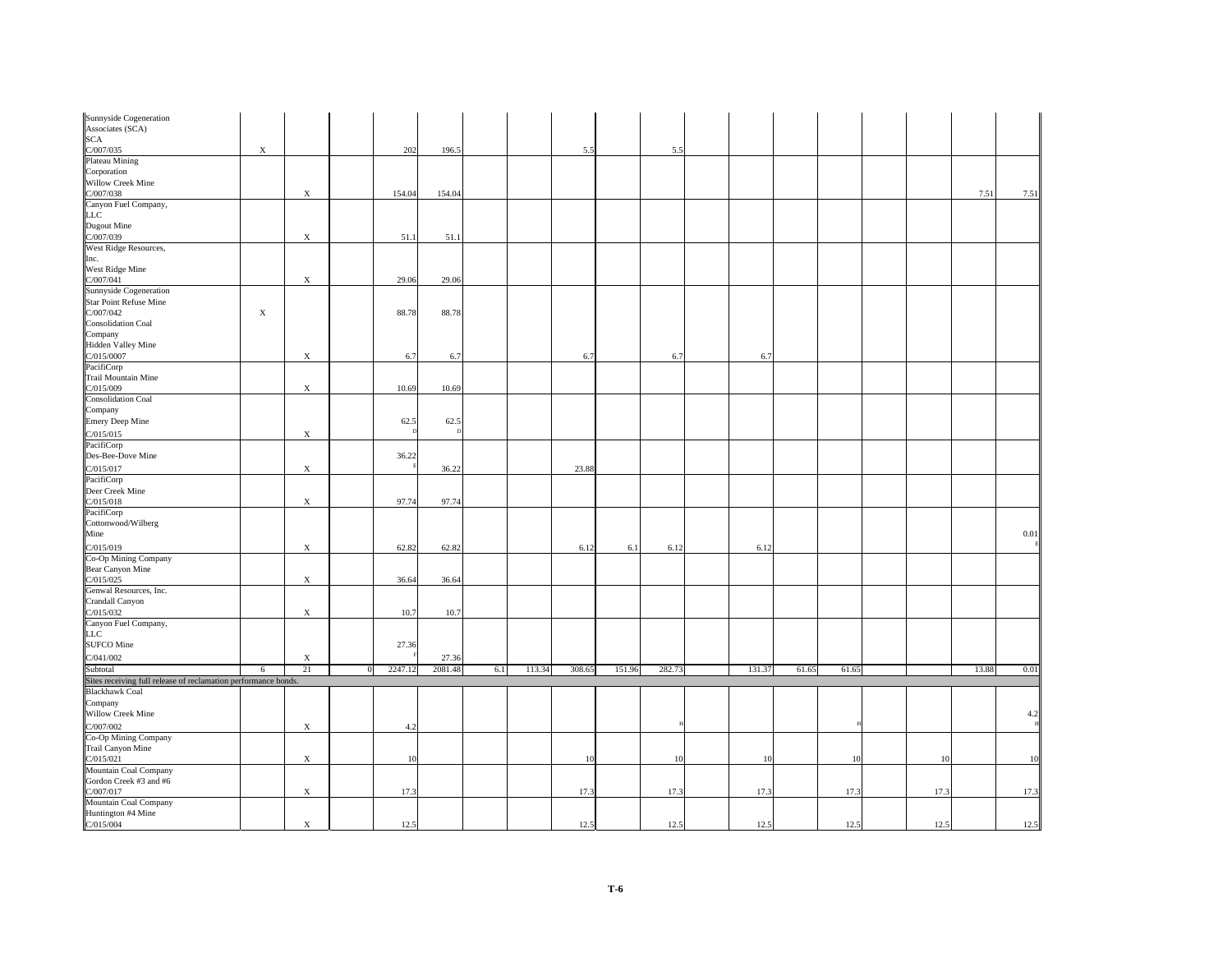| | | | | | | | | | | | | | | | | | | |
|---|---|---|---|---|---|---|---|---|---|---|---|---|---|---|---|---|---|---|
| Sunnyside Cogeneration Associates (SCA) SCA C/007/035 | X | | | 202 | 196.5 | | | 5.5 | | 5.5 | | | | | | | | |
| Plateau Mining Corporation Willow Creek Mine C/007/038 | | X | | 154.04 | 154.04 | | | | | | | | | | | | 7.51 | 7.51 |
| Canyon Fuel Company, LLC Dugout Mine C/007/039 | | X | | 51.1 | 51.1 | | | | | | | | | | | | | |
| West Ridge Resources, Inc. West Ridge Mine C/007/041 | | X | | 29.06 | 29.06 | | | | | | | | | | | | | |
| Sunnyside Cogeneration Star Point Refuse Mine C/007/042 | X | | | 88.78 | 88.78 | | | | | | | | | | | | | |
| Consolidation Coal Company Hidden Valley Mine C/015/0007 | | X | | 6.7 | 6.7 | | | 6.7 | | 6.7 | | 6.7 | | | | | | |
| PacifiCorp Trail Mountain Mine C/015/009 | | X | | 10.69 | 10.69 | | | | | | | | | | | | | |
| Consolidation Coal Company Emery Deep Mine C/015/015 | | X | | 62.5 [D] | 62.5 [D] | | | | | | | | | | | | | |
| PacifiCorp Des-Bee-Dove Mine C/015/017 | | X | | 36.22 [E] | 36.22 | | | 23.88 | | | | | | | | | | |
| PacifiCorp Deer Creek Mine C/015/018 | | X | | 97.74 | 97.74 | | | | | | | | | | | | | |
| PacifiCorp Cottonwood/Wilberg Mine C/015/019 | | X | | 62.82 | 62.82 | | | 6.12 | 6.1 | 6.12 | | 6.12 | | | | | | 0.01 [E] |
| Co-Op Mining Company Bear Canyon Mine C/015/025 | | X | | 36.64 | 36.64 | | | | | | | | | | | | | |
| Genwal Resources, Inc. Crandall Canyon C/015/032 | | X | | 10.7 | 10.7 | | | | | | | | | | | | | |
| Canyon Fuel Company, LLC SUFCO Mine C/041/002 | | X | | 27.36 [F] | 27.36 | | | | | | | | | | | | | |
| Subtotal | 6 | 21 | 0 | 2247.12 | 2081.48 | 6.1 | 113.34 | 308.65 | 151.96 | 282.73 | | 131.37 | 61.65 | 61.65 | | | 13.88 | 0.01 |
| Sites receiving full release of reclamation performance bonds. | | | | | | | | | | | | | | | | | | |
| Blackhawk Coal Company Willow Creek Mine C/007/002 | | X | | 4.2 | | | | | | [H] | | | | [H] | | | | 4.2 [H] |
| Co-Op Mining Company Trail Canyon Mine C/015/021 | | X | | 10 | | | | 10 | | 10 | | 10 | | 10 | | 10 | | 10 |
| Mountain Coal Company Gordon Creek #3 and #6 C/007/017 | | X | | 17.3 | | | | 17.3 | | 17.3 | | 17.3 | | 17.3 | | 17.3 | | 17.3 |
| Mountain Coal Company Huntington #4 Mine C/015/004 | | X | | 12.5 | | | | 12.5 | | 12.5 | | 12.5 | | 12.5 | | 12.5 | | 12.5 |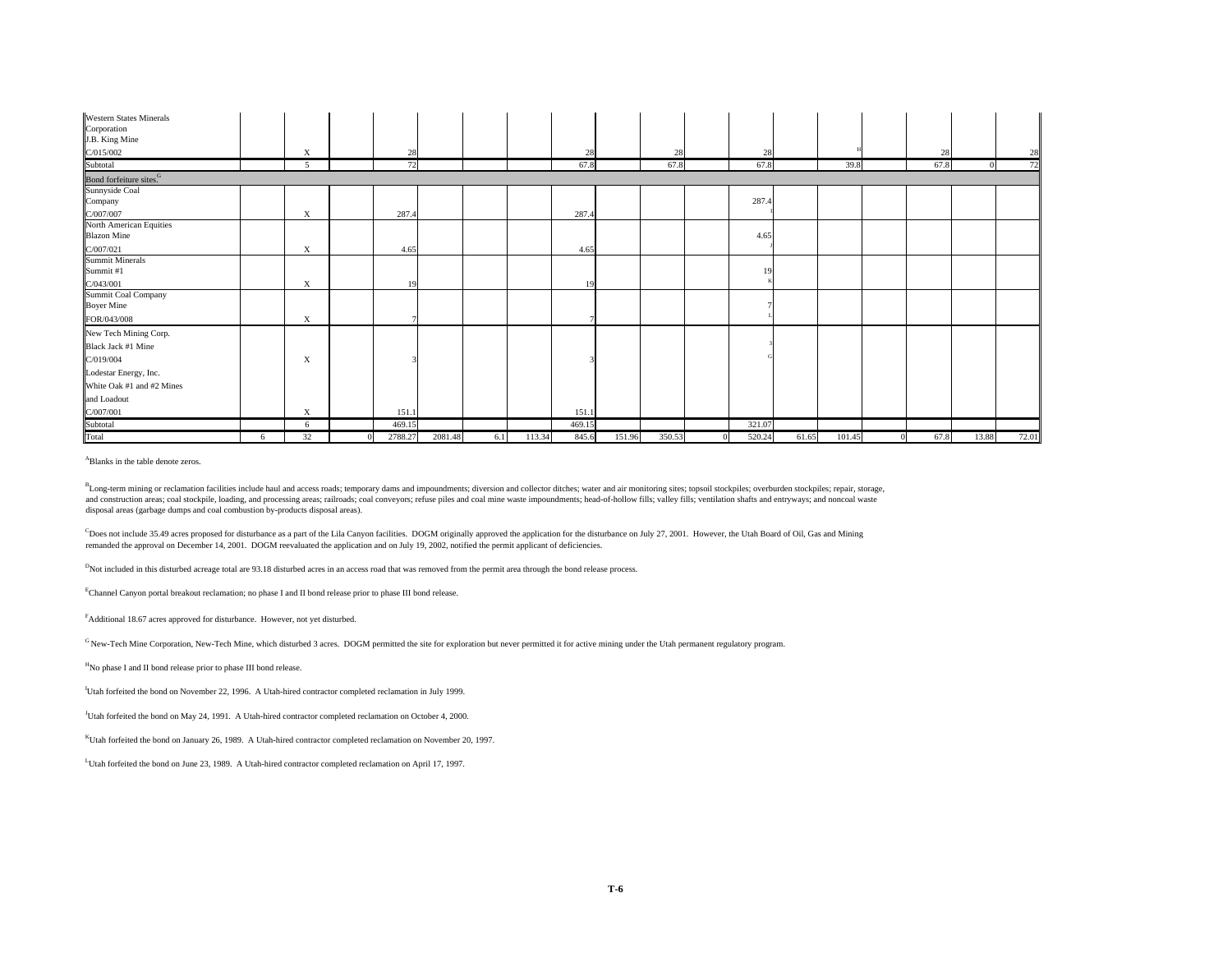| | | | | | | | | | | | | | | | | | | |
|---|---|---|---|---|---|---|---|---|---|---|---|---|---|---|---|---|---|---|
| Western States Minerals Corporation J.B. King Mine C/015/002 | | X | | 28 | | | | 28 | | 28 | | 28 | | [H] | | 28 | | 28 |
| Subtotal | | 5 | | 72 | | | | 67.8 | | 67.8 | | 67.8 | | 39.8 | | 67.8 | 0 | 72 |
| Bond forfeiture sites.[G] | | | | | | | | | | | | | | | | | | |
| Sunnyside Coal Company C/007/007 | | X | | 287.4 | | | | 287.4 | | | | 287.4 [I] | | | | | | |
| North American Equities Blazon Mine C/007/021 | | X | | 4.65 | | | | 4.65 | | | | 4.65 [J] | | | | | | |
| Summit Minerals Summit #1 C/043/001 | | X | | 19 | | | | 19 | | | | 19 [K] | | | | | | |
| Summit Coal Company Boyer Mine FOR/043/008 | | X | | 7 | | | | 7 | | | | 7 [L] | | | | | | |
| New Tech Mining Corp. Black Jack #1 Mine C/019/004 | | X | | 3 | | | | 3 | | | | 3 [G] | | | | | | |
| Lodestar Energy, Inc. White Oak #1 and #2 Mines and Loadout C/007/001 | | X | | 151.1 | | | | 151.1 | | | | | | | | | | |
| Subtotal | | 6 | | 469.15 | | | | 469.15 | | | | 321.07 | | | | | | |
| Total | 6 | 32 | 0 | 2788.27 | 2081.48 | 6.1 | 113.34 | 845.6 | 151.96 | 350.53 | 0 | 520.24 | 61.65 | 101.45 | 0 | 67.8 | 13.88 | 72.01 |

[A]Blanks in the table denote zeros.

[B]Long-term mining or reclamation facilities include haul and access roads; temporary dams and impoundments; diversion and collector ditches; water and air monitoring sites; topsoil stockpiles; overburden stockpiles; repair, storage, and construction areas; coal stockpile, loading, and processing areas; railroads; coal conveyors; refuse piles and coal mine waste impoundments; head-of-hollow fills; valley fills; ventilation shafts and entryways; and noncoal waste disposal areas (garbage dumps and coal combustion by-products disposal areas).

[C]Does not include 35.49 acres proposed for disturbance as a part of the Lila Canyon facilities. DOGM originally approved the application for the disturbance on July 27, 2001. However, the Utah Board of Oil, Gas and Mining remanded the approval on December 14, 2001. DOGM reevaluated the application and on July 19, 2002, notified the permit applicant of deficiencies.

[D]Not included in this disturbed acreage total are 93.18 disturbed acres in an access road that was removed from the permit area through the bond release process.

[E]Channel Canyon portal breakout reclamation; no phase I and II bond release prior to phase III bond release.

[F]Additional 18.67 acres approved for disturbance. However, not yet disturbed.

[G]New-Tech Mine Corporation, New-Tech Mine, which disturbed 3 acres. DOGM permitted the site for exploration but never permitted it for active mining under the Utah permanent regulatory program.

[H]No phase I and II bond release prior to phase III bond release.

[I]Utah forfeited the bond on November 22, 1996. A Utah-hired contractor completed reclamation in July 1999.

[J]Utah forfeited the bond on May 24, 1991. A Utah-hired contractor completed reclamation on October 4, 2000.

[K]Utah forfeited the bond on January 26, 1989. A Utah-hired contractor completed reclamation on November 20, 1997.

[L]Utah forfeited the bond on June 23, 1989. A Utah-hired contractor completed reclamation on April 17, 1997.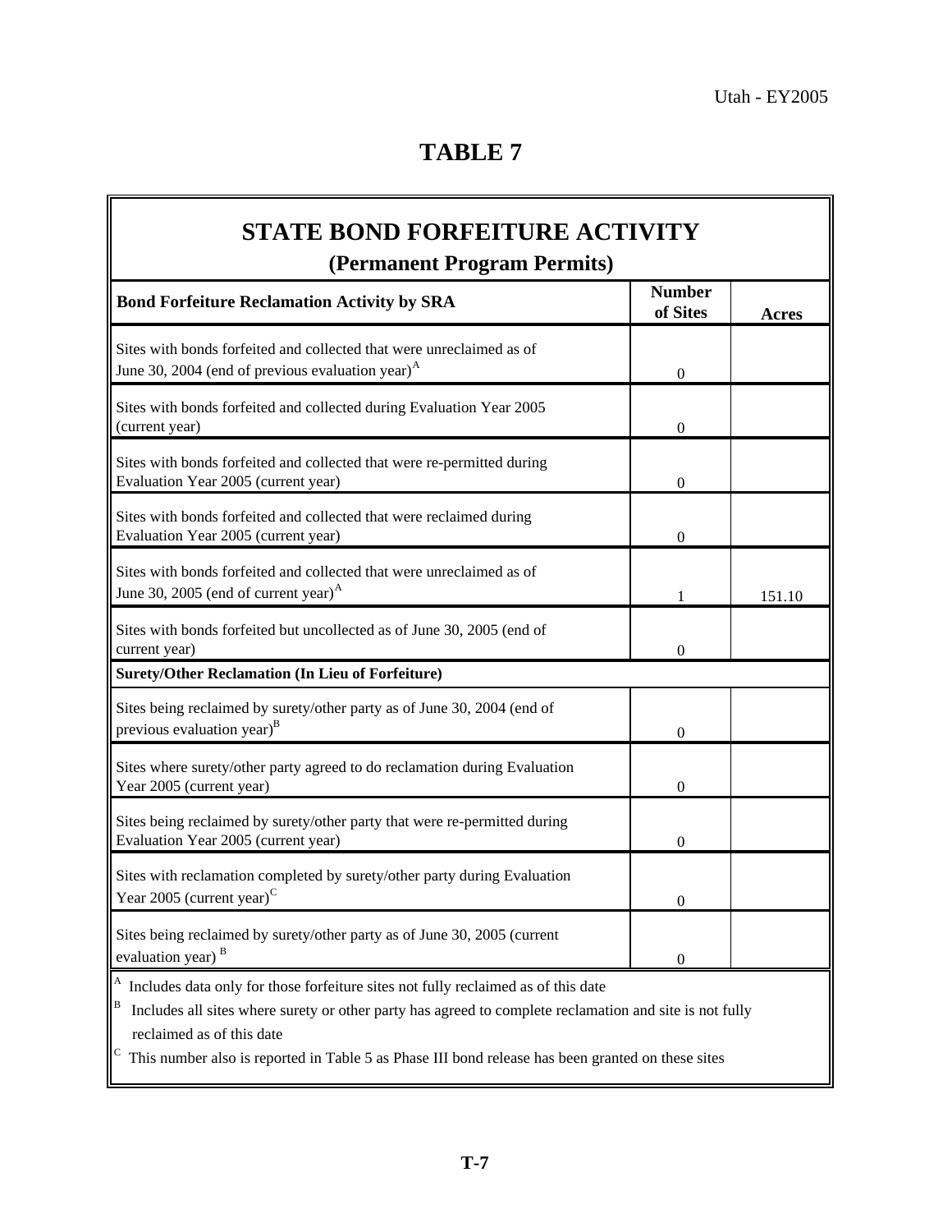# TABLE 7

## STATE BOND FORFEITURE ACTIVITY

### (Permanent Program Permits)

| Bond Forfeiture Reclamation Activity by SRA | Number of Sites | Acres |
|---|---|---|
| Sites with bonds forfeited and collected that were unreclaimed as of June 30, 2004 (end of previous evaluation year)[A] | 0 | |
| Sites with bonds forfeited and collected during Evaluation Year 2005 (current year) | 0 | |
| Sites with bonds forfeited and collected that were re-permitted during Evaluation Year 2005 (current year) | 0 | |
| Sites with bonds forfeited and collected that were reclaimed during Evaluation Year 2005 (current year) | 0 | |
| Sites with bonds forfeited and collected that were unreclaimed as of June 30, 2005 (end of current year)[A] | 1 | 151.10 |
| Sites with bonds forfeited but uncollected as of June 30, 2005 (end of current year) | 0 | |
| **Surety/Other Reclamation (In Lieu of Forfeiture)** | | |
| Sites being reclaimed by surety/other party as of June 30, 2004 (end of previous evaluation year)[B] | 0 | |
| Sites where surety/other party agreed to do reclamation during Evaluation Year 2005 (current year) | 0 | |
| Sites being reclaimed by surety/other party that were re-permitted during Evaluation Year 2005 (current year) | 0 | |
| Sites with reclamation completed by surety/other party during Evaluation Year 2005 (current year)[C] | 0 | |
| Sites being reclaimed by surety/other party as of June 30, 2005 (current evaluation year)[B] | 0 | |

[A] Includes data only for those forfeiture sites not fully reclaimed as of this date

[B] Includes all sites where surety or other party has agreed to complete reclamation and site is not fully reclaimed as of this date

[C] This number also is reported in Table 5 as Phase III bond release has been granted on these sites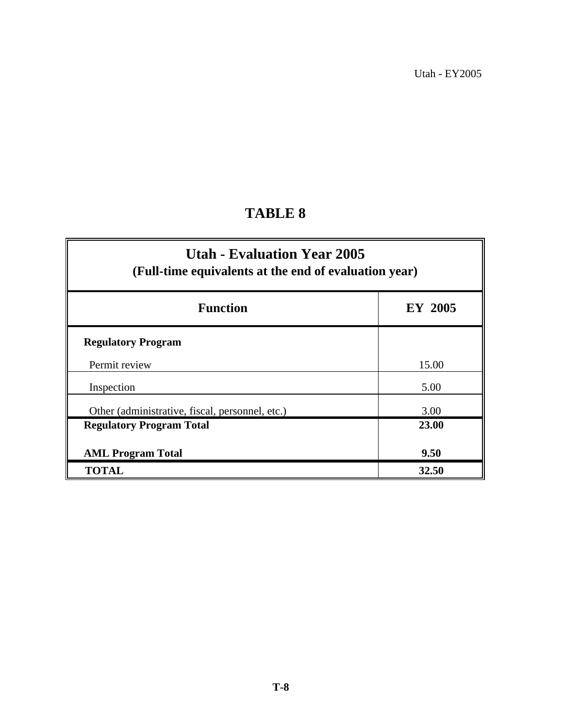# TABLE 8

| Utah - Evaluation Year 2005<br>(Full-time equivalents at the end of evaluation year) | |
|---|---|
| **Function** | **EY 2005** |
| **Regulatory Program** | |
| Permit review | 15.00 |
| Inspection | 5.00 |
| Other (administrative, fiscal, personnel, etc.) | 3.00 |
| **Regulatory Program Total** | **23.00** |
| **AML Program Total** | **9.50** |
| **TOTAL** | **32.50** |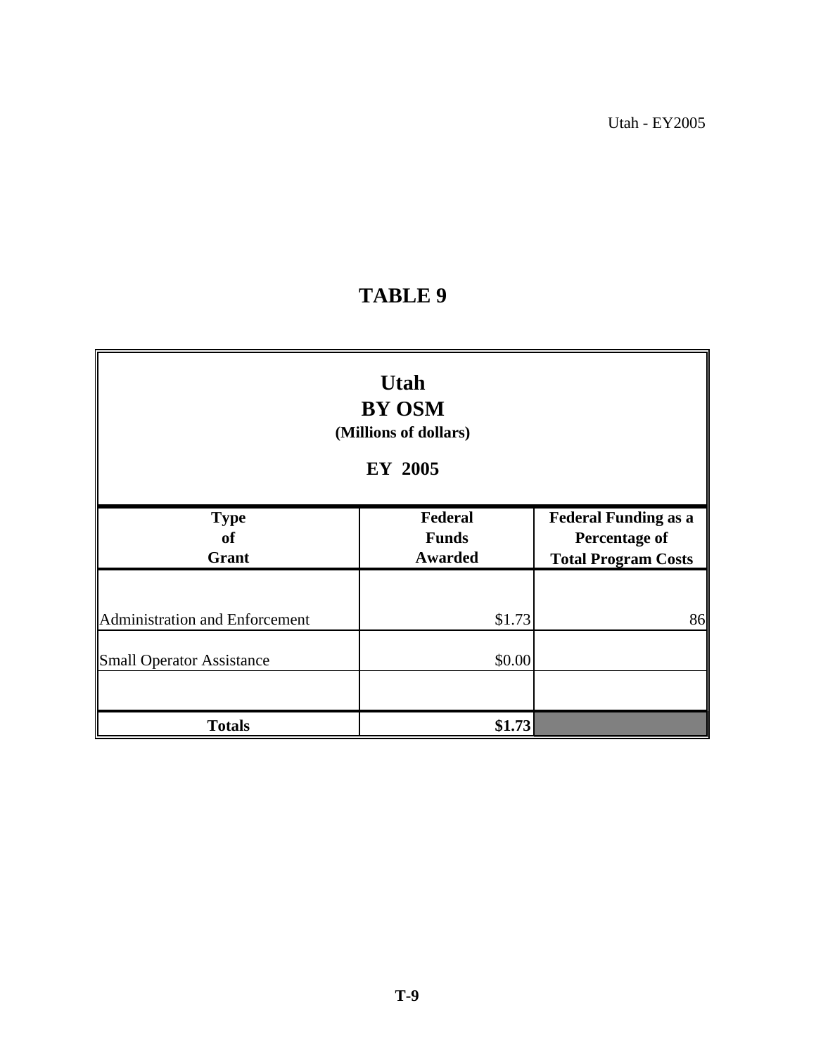# TABLE 9

**Utah**
**BY OSM**
**(Millions of dollars)**

**EY 2005**

| Type of Grant | Federal Funds Awarded | Federal Funding as a Percentage of Total Program Costs |
|---|---|---|
| Administration and Enforcement | $1.73 | 86 |
| Small Operator Assistance | $0.00 | |
| | | |
| **Totals** | **$1.73** | |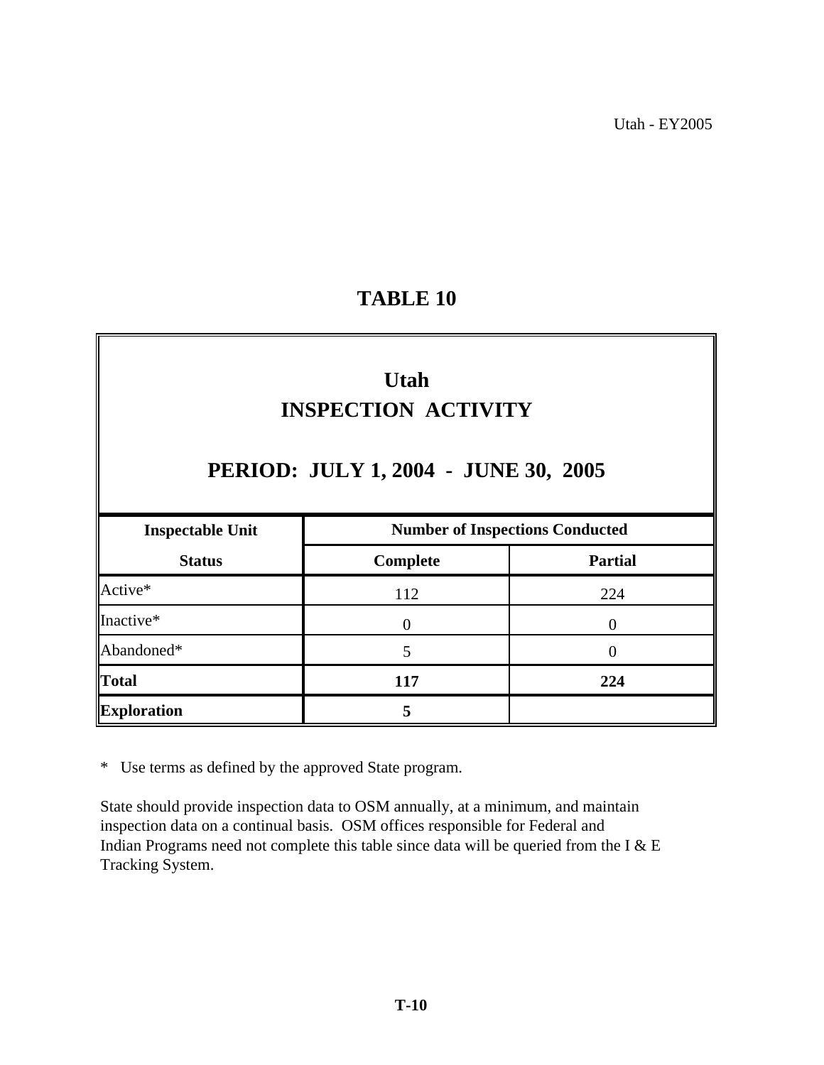# TABLE 10

## Utah
## INSPECTION ACTIVITY

### PERIOD: JULY 1, 2004 - JUNE 30, 2005

| Inspectable Unit | Number of Inspections Conducted | |
|---|---|---|
| **Status** | **Complete** | **Partial** |
| Active* | 112 | 224 |
| Inactive* | 0 | 0 |
| Abandoned* | 5 | 0 |
| **Total** | **117** | **224** |
| **Exploration** | **5** | |

* Use terms as defined by the approved State program.

State should provide inspection data to OSM annually, at a minimum, and maintain inspection data on a continual basis. OSM offices responsible for Federal and Indian Programs need not complete this table since data will be queried from the I & E Tracking System.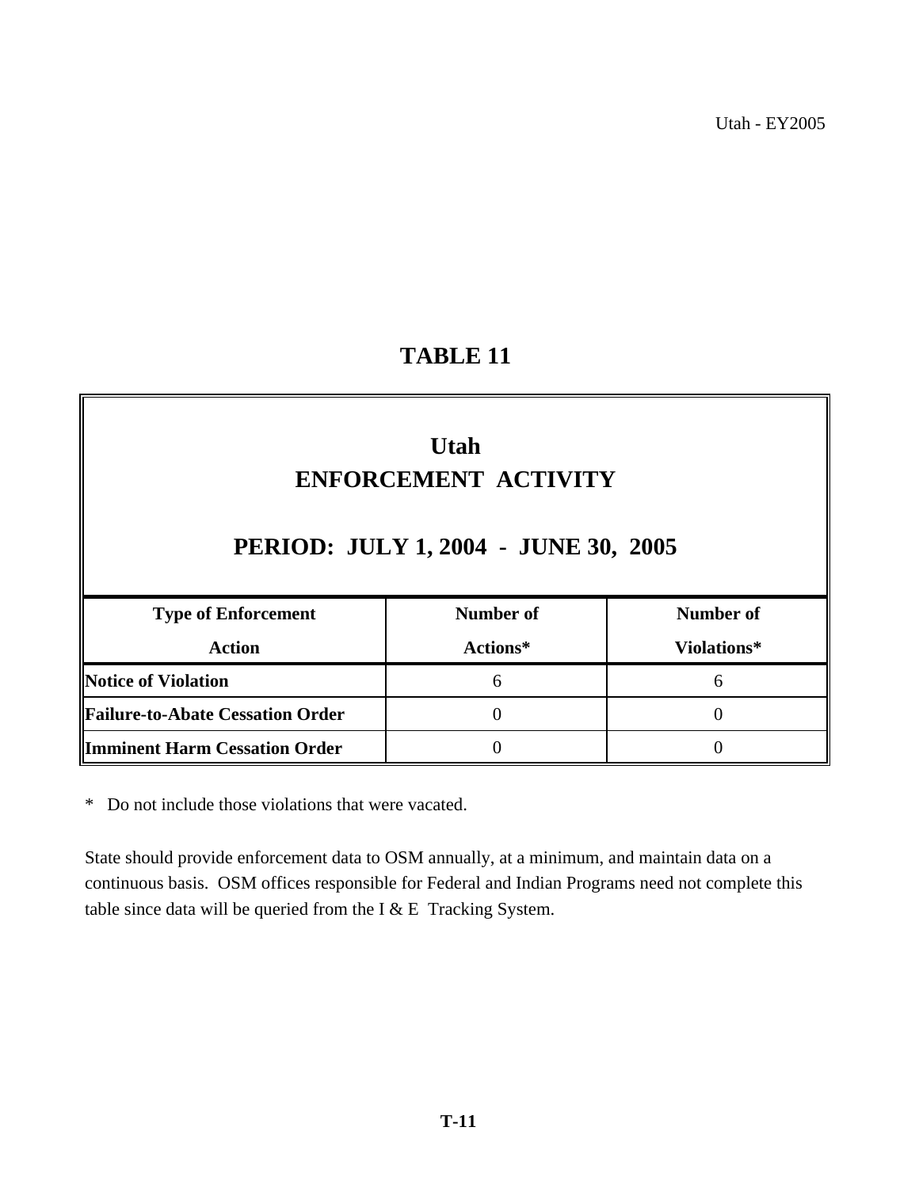# TABLE 11

## Utah
## ENFORCEMENT ACTIVITY

## PERIOD: JULY 1, 2004 - JUNE 30, 2005

| Type of Enforcement Action | Number of Actions* | Number of Violations* |
|---|---|---|
| **Notice of Violation** | 6 | 6 |
| **Failure-to-Abate Cessation Order** | 0 | 0 |
| **Imminent Harm Cessation Order** | 0 | 0 |

* Do not include those violations that were vacated.

State should provide enforcement data to OSM annually, at a minimum, and maintain data on a continuous basis. OSM offices responsible for Federal and Indian Programs need not complete this table since data will be queried from the I & E Tracking System.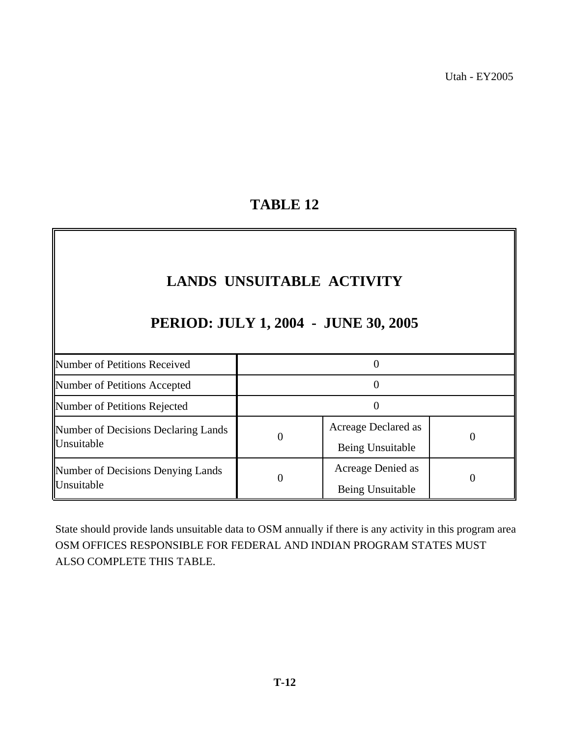Utah - EY2005

# TABLE 12

## LANDS UNSUITABLE ACTIVITY

## PERIOD: JULY 1, 2004 - JUNE 30, 2005

| | | | |
|---|---|---|---|
| Number of Petitions Received | 0 | | |
| Number of Petitions Accepted | 0 | | |
| Number of Petitions Rejected | 0 | | |
| Number of Decisions Declaring Lands Unsuitable | 0 | Acreage Declared as Being Unsuitable | 0 |
| Number of Decisions Denying Lands Unsuitable | 0 | Acreage Denied as Being Unsuitable | 0 |

State should provide lands unsuitable data to OSM annually if there is any activity in this program area OSM OFFICES RESPONSIBLE FOR FEDERAL AND INDIAN PROGRAM STATES MUST ALSO COMPLETE THIS TABLE.

**T-12**